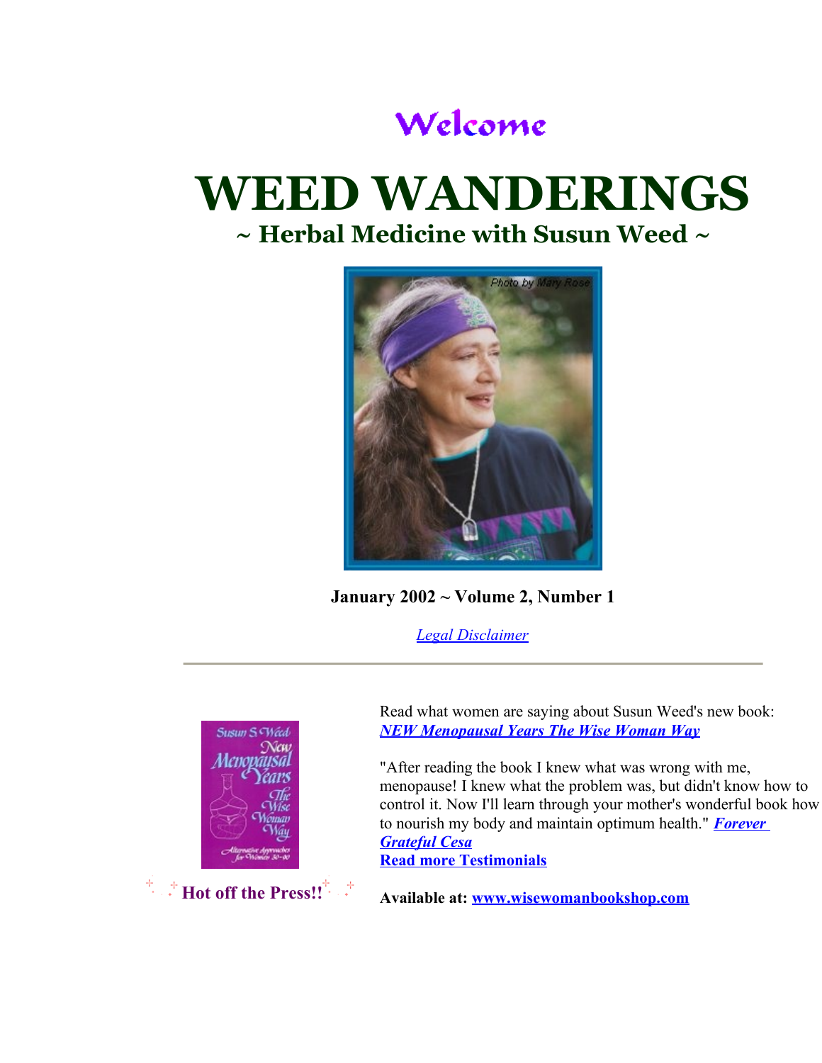Welcome

# WEED WANDERINGS

## ~ Herbal Medicine with Susun Weed ~

Photo by Mary Rose

**January 2002 ~ Volume 2, Number 1**

*Legal Disclaimer*

---

Susun S. Weed
New Menopausal Years
The Wise Woman Way
Alternative Approaches for Women 30-90

**Hot off the Press!!**

Read what women are saying about Susun Weed's new book: ***NEW Menopausal Years The Wise Woman Way***

"After reading the book I knew what was wrong with me, menopause! I knew what the problem was, but didn't know how to control it. Now I'll learn through your mother's wonderful book how to nourish my body and maintain optimum health." ***Forever Grateful Cesa***

**Read more Testimonials**

**Available at: www.wisewomanbookshop.com**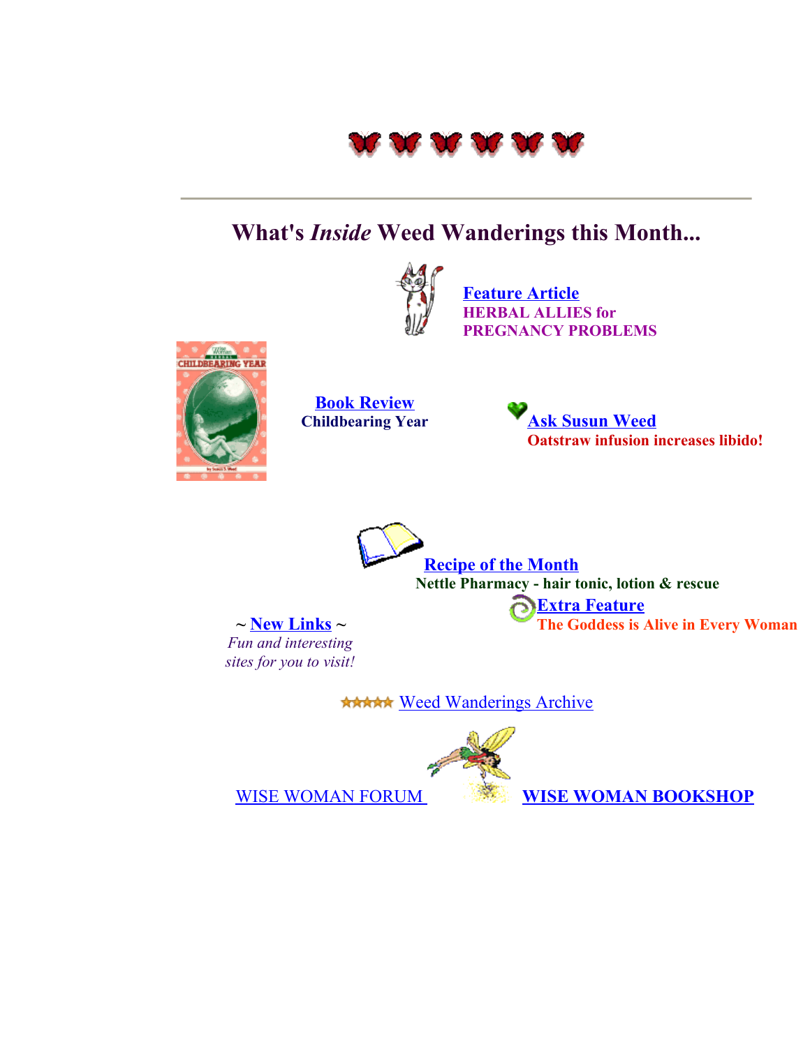## What's *Inside* Weed Wanderings this Month...

**Feature Article**
**HERBAL ALLIES for PREGNANCY PROBLEMS**

**Book Review**
**Childbearing Year**

**Ask Susun Weed**
**Oatstraw infusion increases libido!**

**Recipe of the Month**
**Nettle Pharmacy - hair tonic, lotion & rescue**

**Extra Feature**
**The Goddess is Alive in Every Woman**

~ **New Links** ~
*Fun and interesting sites for you to visit!*

Weed Wanderings Archive

WISE WOMAN FORUM

**WISE WOMAN BOOKSHOP**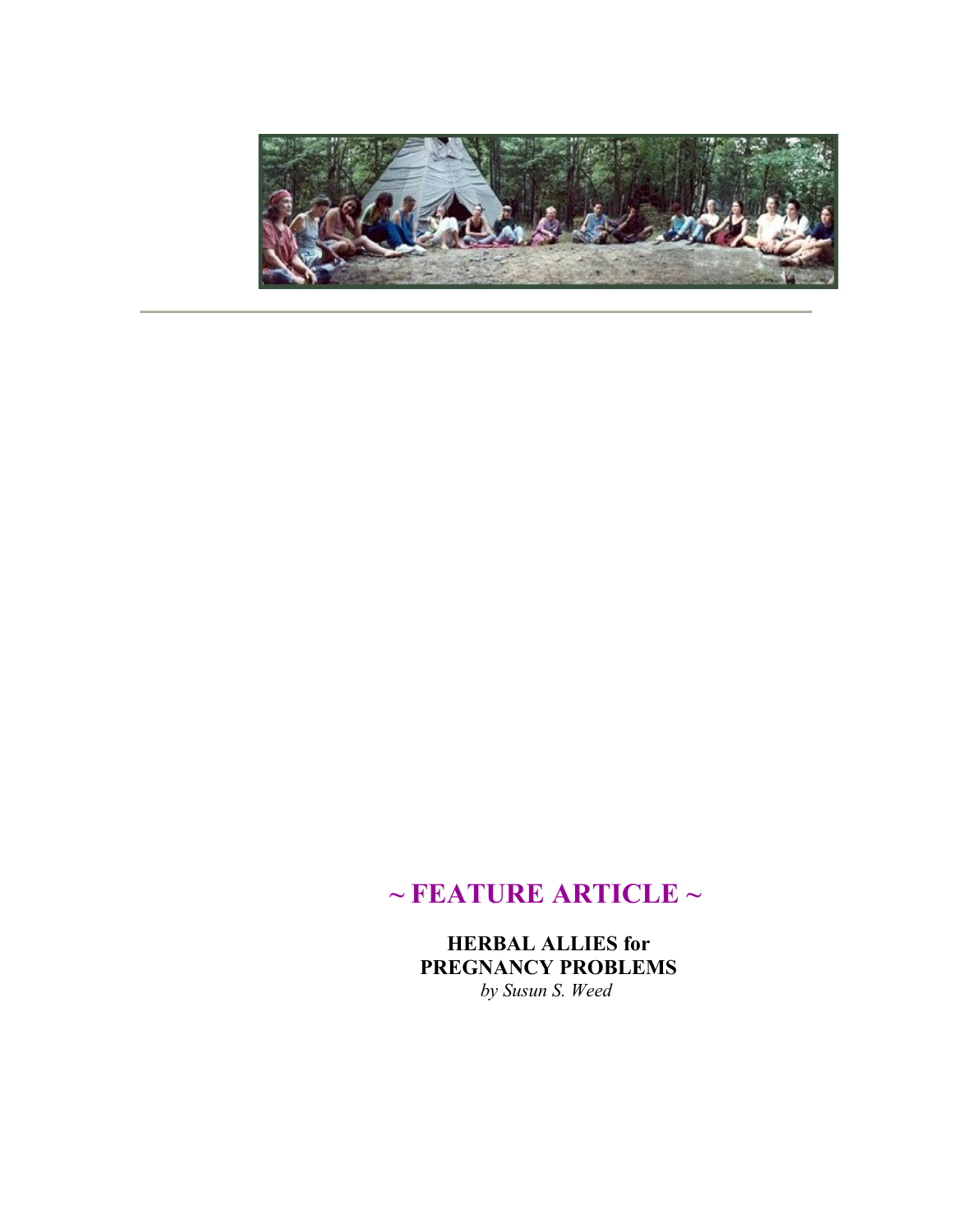## ~ FEATURE ARTICLE ~

**HERBAL ALLIES for PREGNANCY PROBLEMS**

*by Susun S. Weed*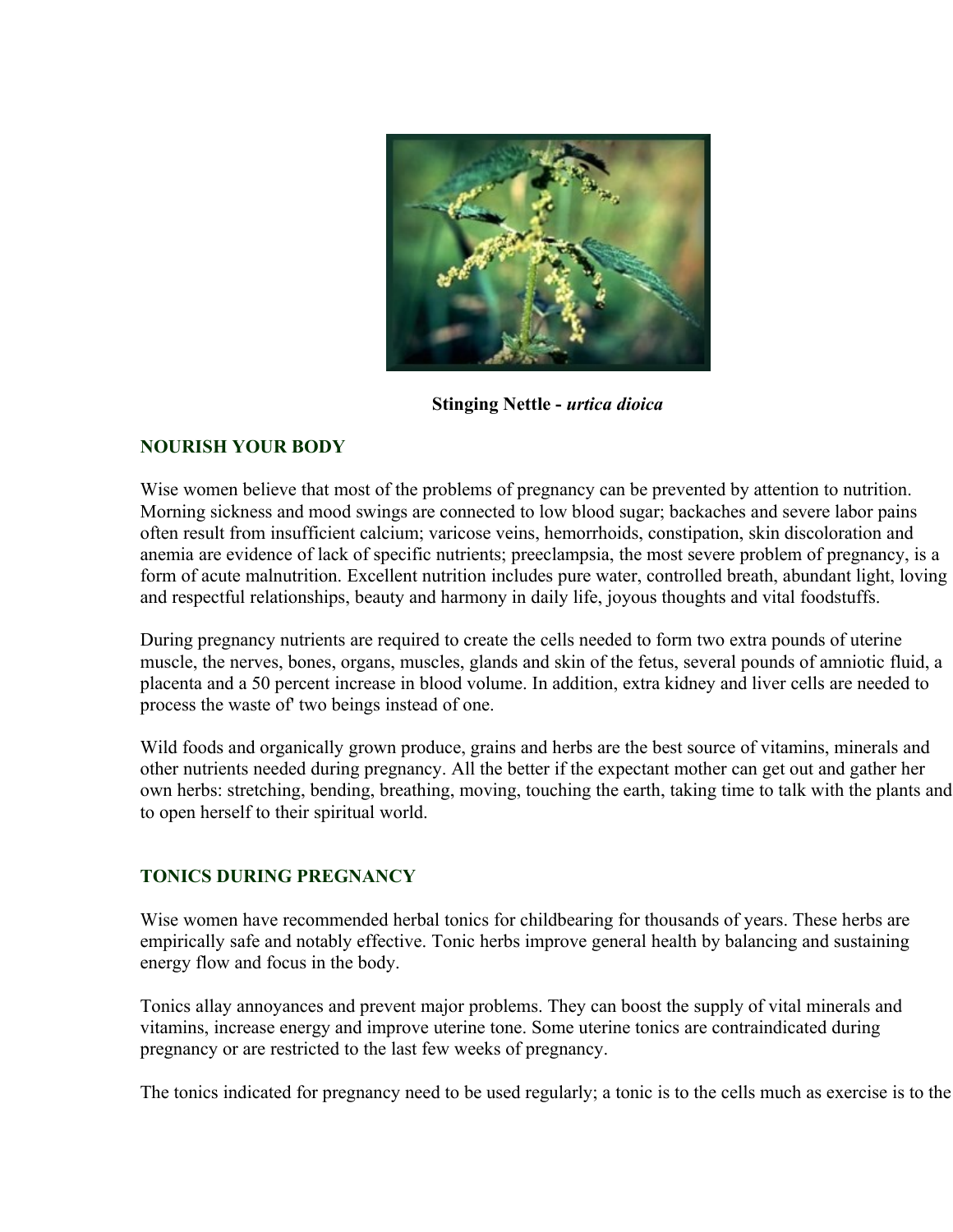**Stinging Nettle - *urtica dioica***

## NOURISH YOUR BODY

Wise women believe that most of the problems of pregnancy can be prevented by attention to nutrition. Morning sickness and mood swings are connected to low blood sugar; backaches and severe labor pains often result from insufficient calcium; varicose veins, hemorrhoids, constipation, skin discoloration and anemia are evidence of lack of specific nutrients; preeclampsia, the most severe problem of pregnancy, is a form of acute malnutrition. Excellent nutrition includes pure water, controlled breath, abundant light, loving and respectful relationships, beauty and harmony in daily life, joyous thoughts and vital foodstuffs.

During pregnancy nutrients are required to create the cells needed to form two extra pounds of uterine muscle, the nerves, bones, organs, muscles, glands and skin of the fetus, several pounds of amniotic fluid, a placenta and a 50 percent increase in blood volume. In addition, extra kidney and liver cells are needed to process the waste of' two beings instead of one.

Wild foods and organically grown produce, grains and herbs are the best source of vitamins, minerals and other nutrients needed during pregnancy. All the better if the expectant mother can get out and gather her own herbs: stretching, bending, breathing, moving, touching the earth, taking time to talk with the plants and to open herself to their spiritual world.

## TONICS DURING PREGNANCY

Wise women have recommended herbal tonics for childbearing for thousands of years. These herbs are empirically safe and notably effective. Tonic herbs improve general health by balancing and sustaining energy flow and focus in the body.

Tonics allay annoyances and prevent major problems. They can boost the supply of vital minerals and vitamins, increase energy and improve uterine tone. Some uterine tonics are contraindicated during pregnancy or are restricted to the last few weeks of pregnancy.

The tonics indicated for pregnancy need to be used regularly; a tonic is to the cells much as exercise is to the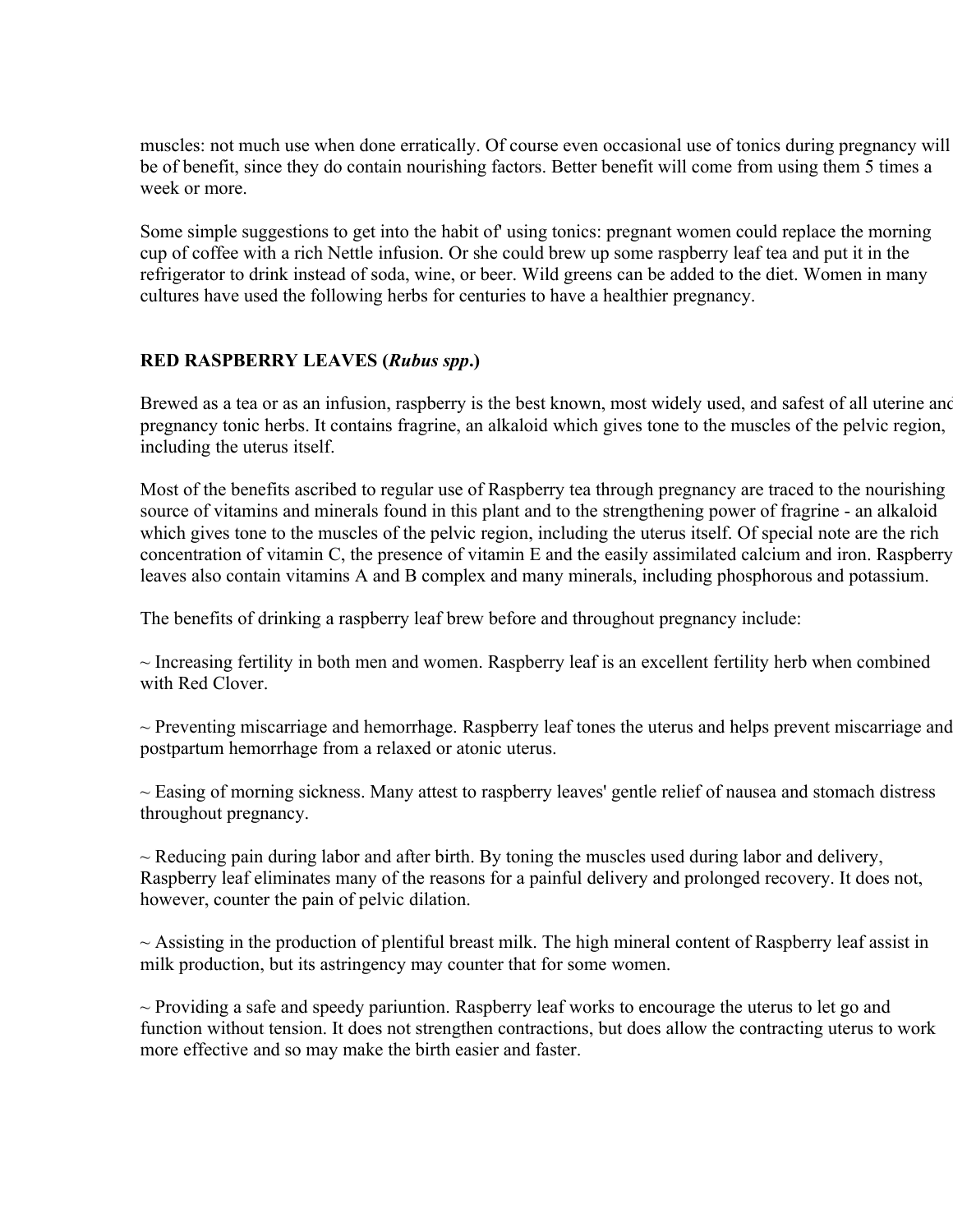muscles: not much use when done erratically. Of course even occasional use of tonics during pregnancy will be of benefit, since they do contain nourishing factors. Better benefit will come from using them 5 times a week or more.

Some simple suggestions to get into the habit of' using tonics: pregnant women could replace the morning cup of coffee with a rich Nettle infusion. Or she could brew up some raspberry leaf tea and put it in the refrigerator to drink instead of soda, wine, or beer. Wild greens can be added to the diet. Women in many cultures have used the following herbs for centuries to have a healthier pregnancy.

**RED RASPBERRY LEAVES (*Rubus spp*.)**

Brewed as a tea or as an infusion, raspberry is the best known, most widely used, and safest of all uterine and pregnancy tonic herbs. It contains fragrine, an alkaloid which gives tone to the muscles of the pelvic region, including the uterus itself.

Most of the benefits ascribed to regular use of Raspberry tea through pregnancy are traced to the nourishing source of vitamins and minerals found in this plant and to the strengthening power of fragrine - an alkaloid which gives tone to the muscles of the pelvic region, including the uterus itself. Of special note are the rich concentration of vitamin C, the presence of vitamin E and the easily assimilated calcium and iron. Raspberry leaves also contain vitamins A and B complex and many minerals, including phosphorous and potassium.

The benefits of drinking a raspberry leaf brew before and throughout pregnancy include:

~ Increasing fertility in both men and women. Raspberry leaf is an excellent fertility herb when combined with Red Clover.

~ Preventing miscarriage and hemorrhage. Raspberry leaf tones the uterus and helps prevent miscarriage and postpartum hemorrhage from a relaxed or atonic uterus.

~ Easing of morning sickness. Many attest to raspberry leaves' gentle relief of nausea and stomach distress throughout pregnancy.

~ Reducing pain during labor and after birth. By toning the muscles used during labor and delivery, Raspberry leaf eliminates many of the reasons for a painful delivery and prolonged recovery. It does not, however, counter the pain of pelvic dilation.

~ Assisting in the production of plentiful breast milk. The high mineral content of Raspberry leaf assist in milk production, but its astringency may counter that for some women.

~ Providing a safe and speedy pariuntion. Raspberry leaf works to encourage the uterus to let go and function without tension. It does not strengthen contractions, but does allow the contracting uterus to work more effective and so may make the birth easier and faster.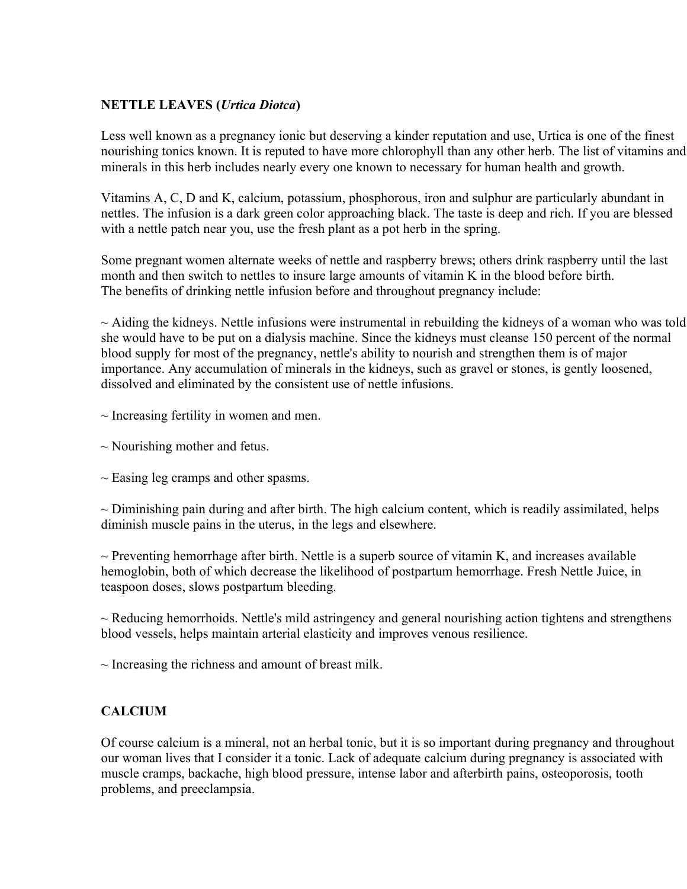**NETTLE LEAVES (*Urtica Diotca*)**

Less well known as a pregnancy ionic but deserving a kinder reputation and use, Urtica is one of the finest nourishing tonics known. It is reputed to have more chlorophyll than any other herb. The list of vitamins and minerals in this herb includes nearly every one known to necessary for human health and growth.

Vitamins A, C, D and K, calcium, potassium, phosphorous, iron and sulphur are particularly abundant in nettles. The infusion is a dark green color approaching black. The taste is deep and rich. If you are blessed with a nettle patch near you, use the fresh plant as a pot herb in the spring.

Some pregnant women alternate weeks of nettle and raspberry brews; others drink raspberry until the last month and then switch to nettles to insure large amounts of vitamin K in the blood before birth.
The benefits of drinking nettle infusion before and throughout pregnancy include:

~ Aiding the kidneys. Nettle infusions were instrumental in rebuilding the kidneys of a woman who was told she would have to be put on a dialysis machine. Since the kidneys must cleanse 150 percent of the normal blood supply for most of the pregnancy, nettle's ability to nourish and strengthen them is of major importance. Any accumulation of minerals in the kidneys, such as gravel or stones, is gently loosened, dissolved and eliminated by the consistent use of nettle infusions.

~ Increasing fertility in women and men.

~ Nourishing mother and fetus.

~ Easing leg cramps and other spasms.

~ Diminishing pain during and after birth. The high calcium content, which is readily assimilated, helps diminish muscle pains in the uterus, in the legs and elsewhere.

~ Preventing hemorrhage after birth. Nettle is a superb source of vitamin K, and increases available hemoglobin, both of which decrease the likelihood of postpartum hemorrhage. Fresh Nettle Juice, in teaspoon doses, slows postpartum bleeding.

~ Reducing hemorrhoids. Nettle's mild astringency and general nourishing action tightens and strengthens blood vessels, helps maintain arterial elasticity and improves venous resilience.

~ Increasing the richness and amount of breast milk.

**CALCIUM**

Of course calcium is a mineral, not an herbal tonic, but it is so important during pregnancy and throughout our woman lives that I consider it a tonic. Lack of adequate calcium during pregnancy is associated with muscle cramps, backache, high blood pressure, intense labor and afterbirth pains, osteoporosis, tooth problems, and preeclampsia.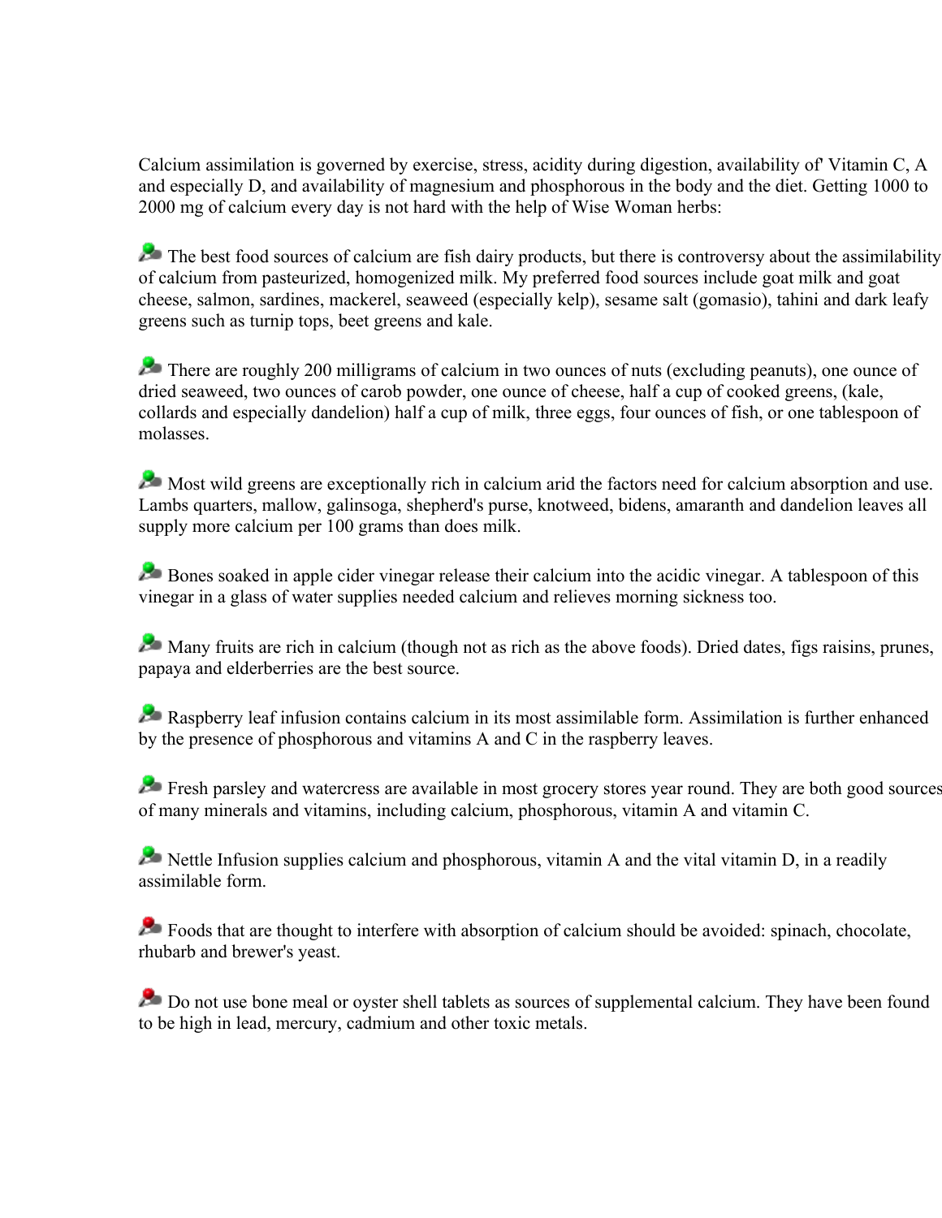Calcium assimilation is governed by exercise, stress, acidity during digestion, availability of' Vitamin C, A and especially D, and availability of magnesium and phosphorous in the body and the diet. Getting 1000 to 2000 mg of calcium every day is not hard with the help of Wise Woman herbs:

- The best food sources of calcium are fish dairy products, but there is controversy about the assimilability of calcium from pasteurized, homogenized milk. My preferred food sources include goat milk and goat cheese, salmon, sardines, mackerel, seaweed (especially kelp), sesame salt (gomasio), tahini and dark leafy greens such as turnip tops, beet greens and kale.

- There are roughly 200 milligrams of calcium in two ounces of nuts (excluding peanuts), one ounce of dried seaweed, two ounces of carob powder, one ounce of cheese, half a cup of cooked greens, (kale, collards and especially dandelion) half a cup of milk, three eggs, four ounces of fish, or one tablespoon of molasses.

- Most wild greens are exceptionally rich in calcium arid the factors need for calcium absorption and use. Lambs quarters, mallow, galinsoga, shepherd's purse, knotweed, bidens, amaranth and dandelion leaves all supply more calcium per 100 grams than does milk.

- Bones soaked in apple cider vinegar release their calcium into the acidic vinegar. A tablespoon of this vinegar in a glass of water supplies needed calcium and relieves morning sickness too.

- Many fruits are rich in calcium (though not as rich as the above foods). Dried dates, figs raisins, prunes, papaya and elderberries are the best source.

- Raspberry leaf infusion contains calcium in its most assimilable form. Assimilation is further enhanced by the presence of phosphorous and vitamins A and C in the raspberry leaves.

- Fresh parsley and watercress are available in most grocery stores year round. They are both good sources of many minerals and vitamins, including calcium, phosphorous, vitamin A and vitamin C.

- Nettle Infusion supplies calcium and phosphorous, vitamin A and the vital vitamin D, in a readily assimilable form.

- Foods that are thought to interfere with absorption of calcium should be avoided: spinach, chocolate, rhubarb and brewer's yeast.

- Do not use bone meal or oyster shell tablets as sources of supplemental calcium. They have been found to be high in lead, mercury, cadmium and other toxic metals.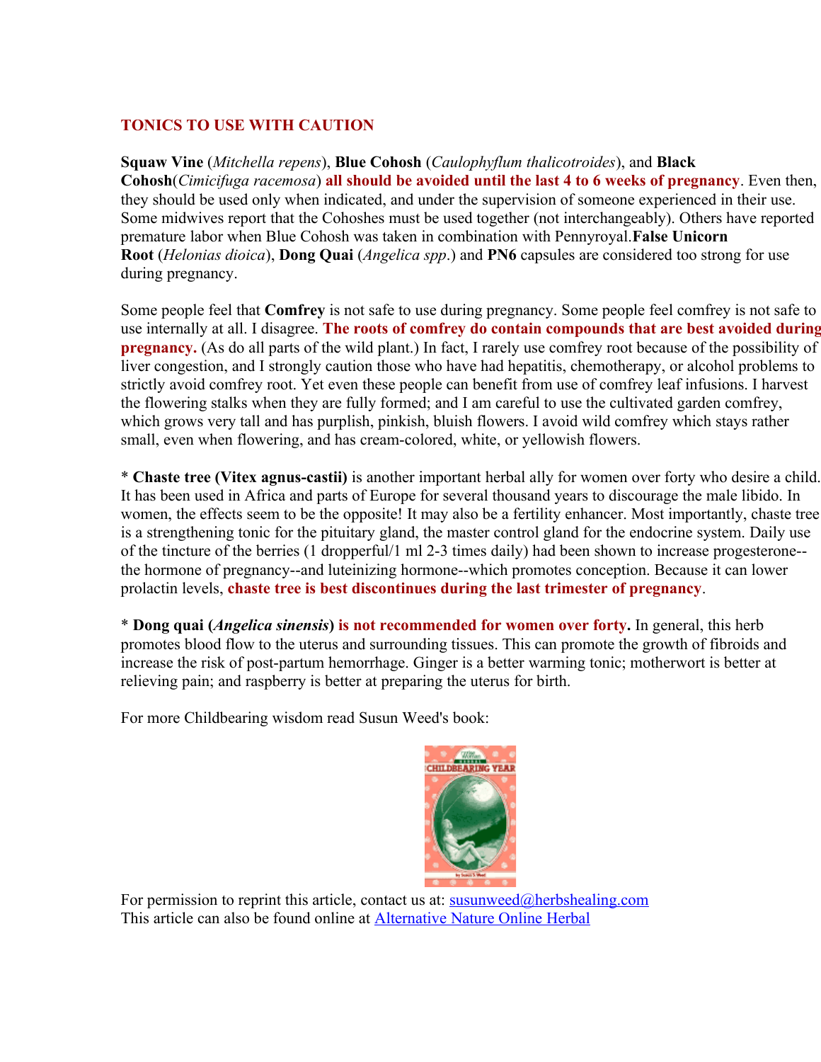## TONICS TO USE WITH CAUTION

**Squaw Vine** (*Mitchella repens*), **Blue Cohosh** (*Caulophyflum thalicotroides*), and **Black Cohosh**(*Cimicifuga racemosa*) **all should be avoided until the last 4 to 6 weeks of pregnancy**. Even then, they should be used only when indicated, and under the supervision of someone experienced in their use. Some midwives report that the Cohoshes must be used together (not interchangeably). Others have reported premature labor when Blue Cohosh was taken in combination with Pennyroyal.**False Unicorn Root** (*Helonias dioica*), **Dong Quai** (*Angelica spp*.) and **PN6** capsules are considered too strong for use during pregnancy.

Some people feel that **Comfrey** is not safe to use during pregnancy. Some people feel comfrey is not safe to use internally at all. I disagree. **The roots of comfrey do contain compounds that are best avoided during pregnancy.** (As do all parts of the wild plant.) In fact, I rarely use comfrey root because of the possibility of liver congestion, and I strongly caution those who have had hepatitis, chemotherapy, or alcohol problems to strictly avoid comfrey root. Yet even these people can benefit from use of comfrey leaf infusions. I harvest the flowering stalks when they are fully formed; and I am careful to use the cultivated garden comfrey, which grows very tall and has purplish, pinkish, bluish flowers. I avoid wild comfrey which stays rather small, even when flowering, and has cream-colored, white, or yellowish flowers.

* **Chaste tree (Vitex agnus-castii)** is another important herbal ally for women over forty who desire a child. It has been used in Africa and parts of Europe for several thousand years to discourage the male libido. In women, the effects seem to be the opposite! It may also be a fertility enhancer. Most importantly, chaste tree is a strengthening tonic for the pituitary gland, the master control gland for the endocrine system. Daily use of the tincture of the berries (1 dropperful/1 ml 2-3 times daily) had been shown to increase progesterone--the hormone of pregnancy--and luteinizing hormone--which promotes conception. Because it can lower prolactin levels, **chaste tree is best discontinues during the last trimester of pregnancy**.

* **Dong quai (*Angelica sinensis*) is not recommended for women over forty.** In general, this herb promotes blood flow to the uterus and surrounding tissues. This can promote the growth of fibroids and increase the risk of post-partum hemorrhage. Ginger is a better warming tonic; motherwort is better at relieving pain; and raspberry is better at preparing the uterus for birth.

For more Childbearing wisdom read Susun Weed's book:

For permission to reprint this article, contact us at: susunweed@herbshealing.com
This article can also be found online at Alternative Nature Online Herbal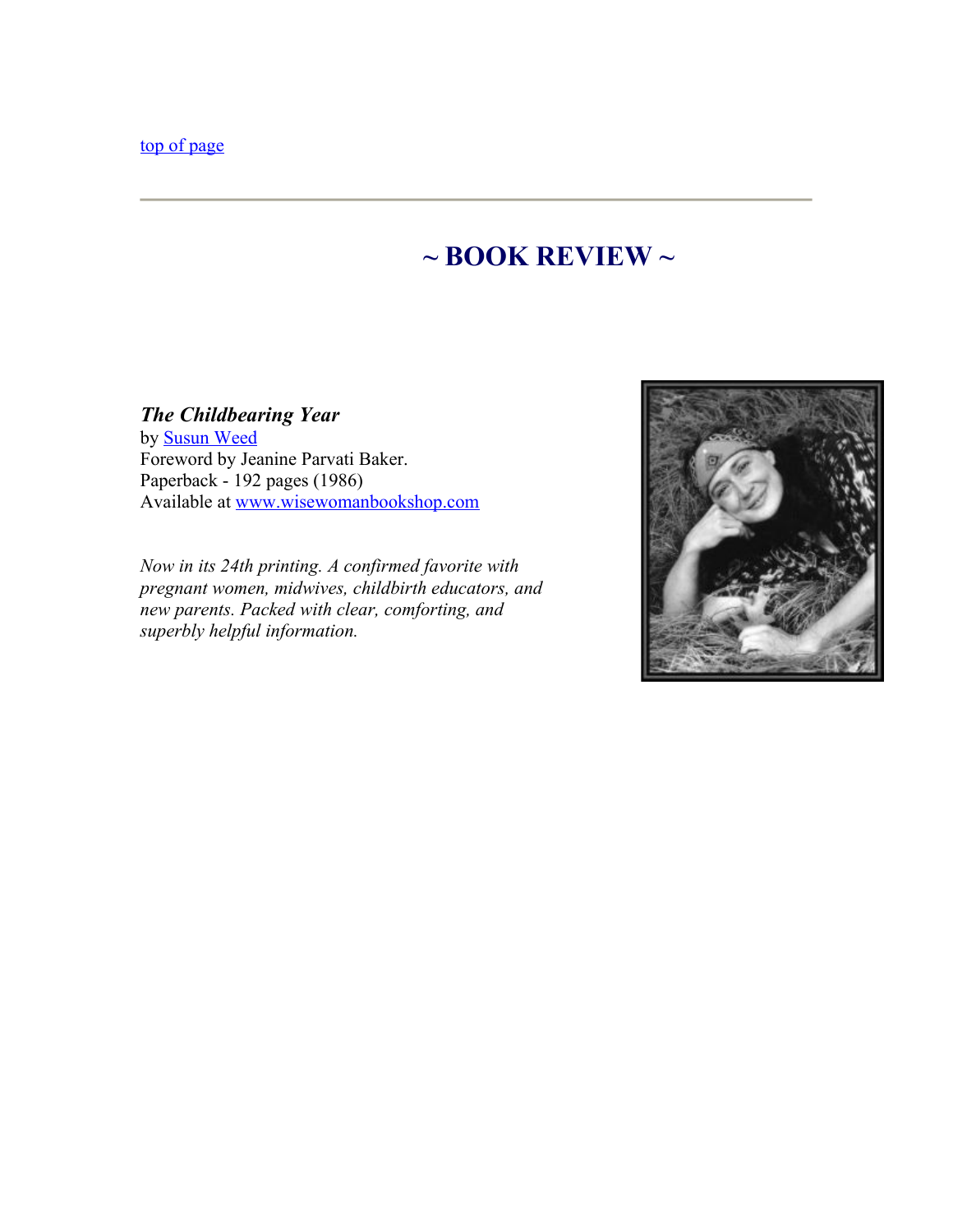top of page

---

## ~ BOOK REVIEW ~

***The Childbearing Year***
by Susun Weed
Foreword by Jeanine Parvati Baker.
Paperback - 192 pages (1986)
Available at www.wisewomanbookshop.com

*Now in its 24th printing. A confirmed favorite with pregnant women, midwives, childbirth educators, and new parents. Packed with clear, comforting, and superbly helpful information.*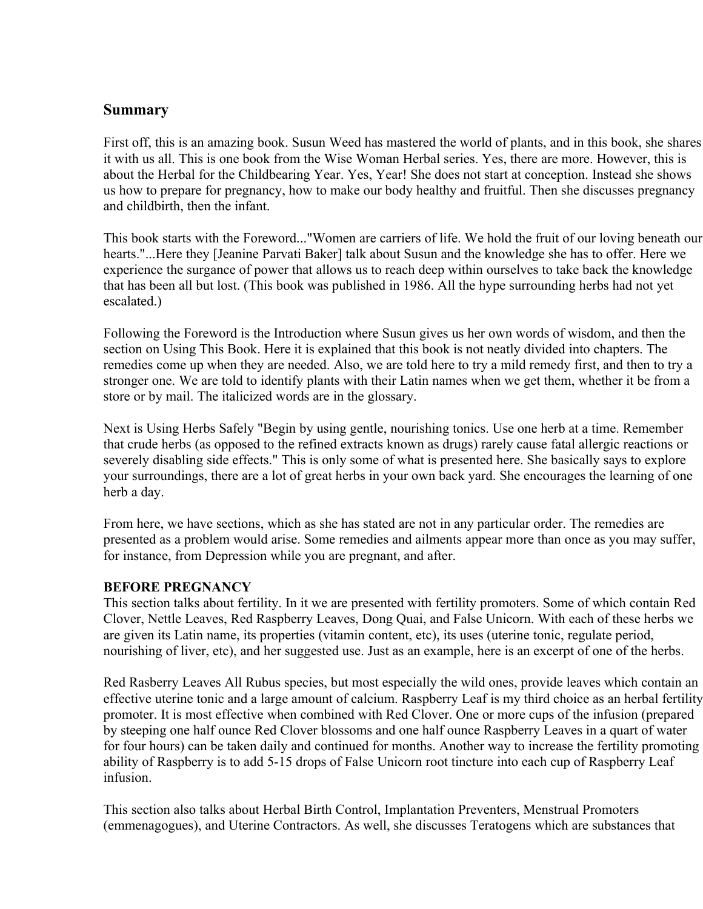## Summary

First off, this is an amazing book. Susun Weed has mastered the world of plants, and in this book, she shares it with us all. This is one book from the Wise Woman Herbal series. Yes, there are more. However, this is about the Herbal for the Childbearing Year. Yes, Year! She does not start at conception. Instead she shows us how to prepare for pregnancy, how to make our body healthy and fruitful. Then she discusses pregnancy and childbirth, then the infant.

This book starts with the Foreword..."Women are carriers of life. We hold the fruit of our loving beneath our hearts."...Here they [Jeanine Parvati Baker] talk about Susun and the knowledge she has to offer. Here we experience the surgance of power that allows us to reach deep within ourselves to take back the knowledge that has been all but lost. (This book was published in 1986. All the hype surrounding herbs had not yet escalated.)

Following the Foreword is the Introduction where Susun gives us her own words of wisdom, and then the section on Using This Book. Here it is explained that this book is not neatly divided into chapters. The remedies come up when they are needed. Also, we are told here to try a mild remedy first, and then to try a stronger one. We are told to identify plants with their Latin names when we get them, whether it be from a store or by mail. The italicized words are in the glossary.

Next is Using Herbs Safely "Begin by using gentle, nourishing tonics. Use one herb at a time. Remember that crude herbs (as opposed to the refined extracts known as drugs) rarely cause fatal allergic reactions or severely disabling side effects." This is only some of what is presented here. She basically says to explore your surroundings, there are a lot of great herbs in your own back yard. She encourages the learning of one herb a day.

From here, we have sections, which as she has stated are not in any particular order. The remedies are presented as a problem would arise. Some remedies and ailments appear more than once as you may suffer, for instance, from Depression while you are pregnant, and after.

**BEFORE PREGNANCY**
This section talks about fertility. In it we are presented with fertility promoters. Some of which contain Red Clover, Nettle Leaves, Red Raspberry Leaves, Dong Quai, and False Unicorn. With each of these herbs we are given its Latin name, its properties (vitamin content, etc), its uses (uterine tonic, regulate period, nourishing of liver, etc), and her suggested use. Just as an example, here is an excerpt of one of the herbs.

Red Rasberry Leaves All Rubus species, but most especially the wild ones, provide leaves which contain an effective uterine tonic and a large amount of calcium. Raspberry Leaf is my third choice as an herbal fertility promoter. It is most effective when combined with Red Clover. One or more cups of the infusion (prepared by steeping one half ounce Red Clover blossoms and one half ounce Raspberry Leaves in a quart of water for four hours) can be taken daily and continued for months. Another way to increase the fertility promoting ability of Raspberry is to add 5-15 drops of False Unicorn root tincture into each cup of Raspberry Leaf infusion.

This section also talks about Herbal Birth Control, Implantation Preventers, Menstrual Promoters (emmenagogues), and Uterine Contractors. As well, she discusses Teratogens which are substances that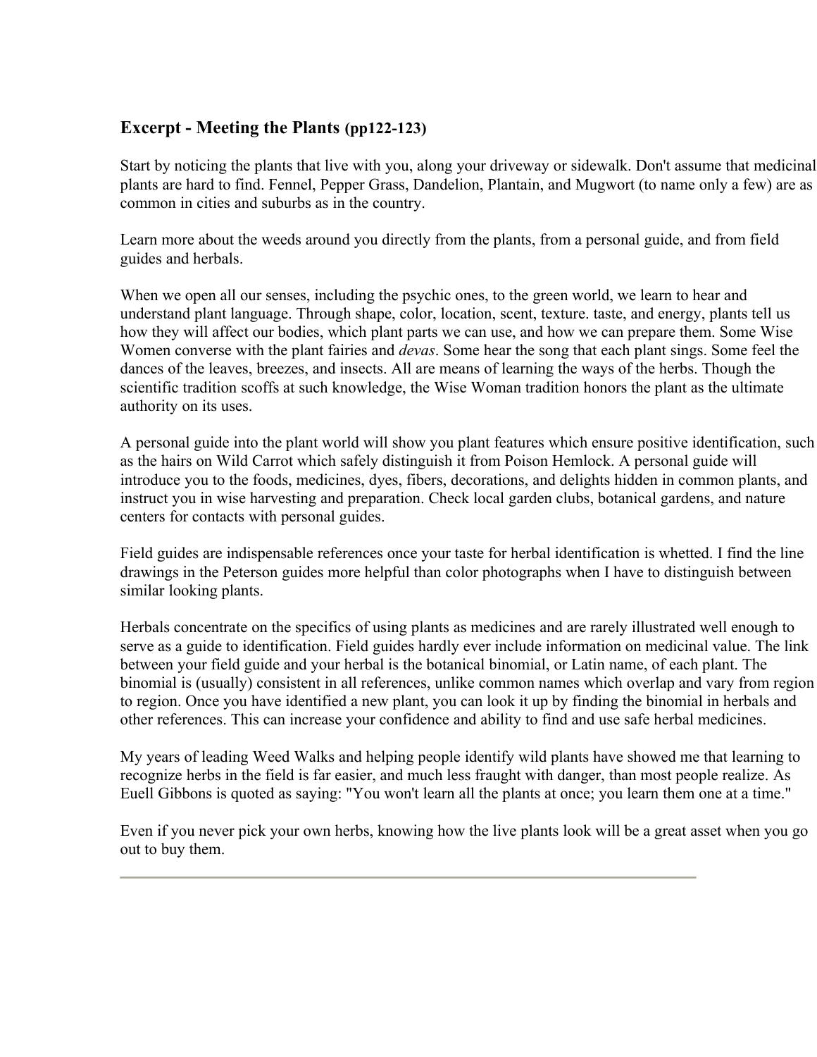## Excerpt - Meeting the Plants (pp122-123)

Start by noticing the plants that live with you, along your driveway or sidewalk. Don't assume that medicinal plants are hard to find. Fennel, Pepper Grass, Dandelion, Plantain, and Mugwort (to name only a few) are as common in cities and suburbs as in the country.

Learn more about the weeds around you directly from the plants, from a personal guide, and from field guides and herbals.

When we open all our senses, including the psychic ones, to the green world, we learn to hear and understand plant language. Through shape, color, location, scent, texture. taste, and energy, plants tell us how they will affect our bodies, which plant parts we can use, and how we can prepare them. Some Wise Women converse with the plant fairies and *devas*. Some hear the song that each plant sings. Some feel the dances of the leaves, breezes, and insects. All are means of learning the ways of the herbs. Though the scientific tradition scoffs at such knowledge, the Wise Woman tradition honors the plant as the ultimate authority on its uses.

A personal guide into the plant world will show you plant features which ensure positive identification, such as the hairs on Wild Carrot which safely distinguish it from Poison Hemlock. A personal guide will introduce you to the foods, medicines, dyes, fibers, decorations, and delights hidden in common plants, and instruct you in wise harvesting and preparation. Check local garden clubs, botanical gardens, and nature centers for contacts with personal guides.

Field guides are indispensable references once your taste for herbal identification is whetted. I find the line drawings in the Peterson guides more helpful than color photographs when I have to distinguish between similar looking plants.

Herbals concentrate on the specifics of using plants as medicines and are rarely illustrated well enough to serve as a guide to identification. Field guides hardly ever include information on medicinal value. The link between your field guide and your herbal is the botanical binomial, or Latin name, of each plant. The binomial is (usually) consistent in all references, unlike common names which overlap and vary from region to region. Once you have identified a new plant, you can look it up by finding the binomial in herbals and other references. This can increase your confidence and ability to find and use safe herbal medicines.

My years of leading Weed Walks and helping people identify wild plants have showed me that learning to recognize herbs in the field is far easier, and much less fraught with danger, than most people realize. As Euell Gibbons is quoted as saying: "You won't learn all the plants at once; you learn them one at a time."

Even if you never pick your own herbs, knowing how the live plants look will be a great asset when you go out to buy them.

---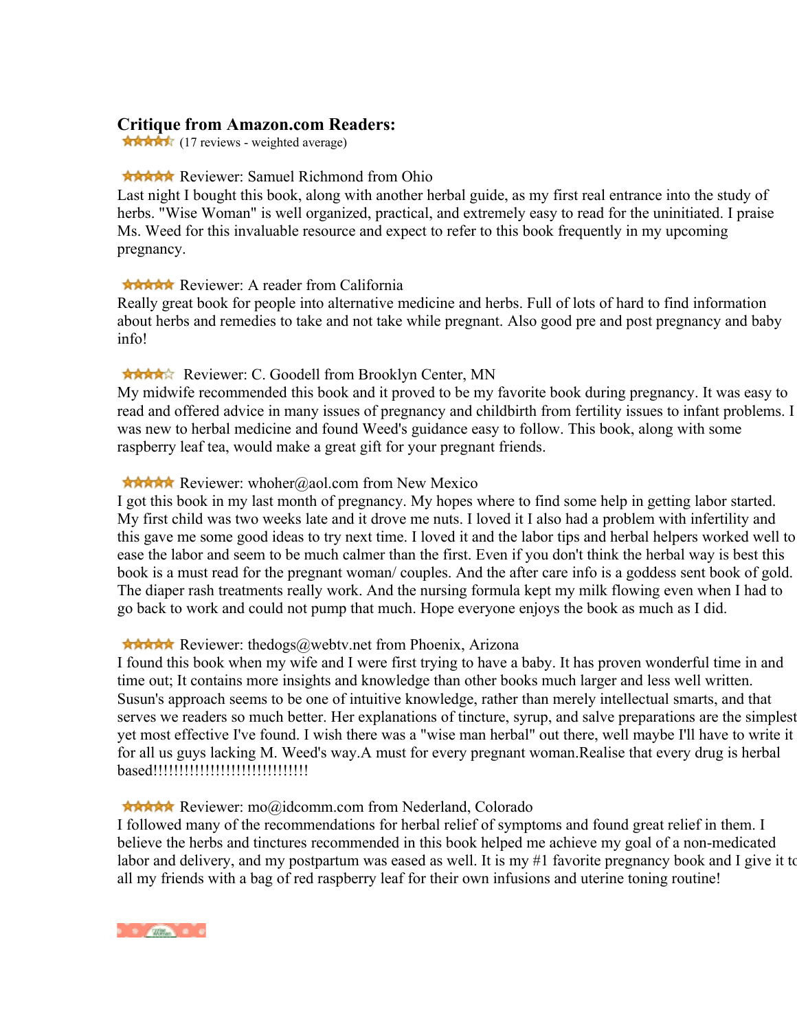## Critique from Amazon.com Readers:

(17 reviews - weighted average)

Reviewer: Samuel Richmond from Ohio

Last night I bought this book, along with another herbal guide, as my first real entrance into the study of herbs. "Wise Woman" is well organized, practical, and extremely easy to read for the uninitiated. I praise Ms. Weed for this invaluable resource and expect to refer to this book frequently in my upcoming pregnancy.

Reviewer: A reader from California

Really great book for people into alternative medicine and herbs. Full of lots of hard to find information about herbs and remedies to take and not take while pregnant. Also good pre and post pregnancy and baby info!

Reviewer: C. Goodell from Brooklyn Center, MN

My midwife recommended this book and it proved to be my favorite book during pregnancy. It was easy to read and offered advice in many issues of pregnancy and childbirth from fertility issues to infant problems. I was new to herbal medicine and found Weed's guidance easy to follow. This book, along with some raspberry leaf tea, would make a great gift for your pregnant friends.

Reviewer: whoher@aol.com from New Mexico

I got this book in my last month of pregnancy. My hopes where to find some help in getting labor started. My first child was two weeks late and it drove me nuts. I loved it I also had a problem with infertility and this gave me some good ideas to try next time. I loved it and the labor tips and herbal helpers worked well to ease the labor and seem to be much calmer than the first. Even if you don't think the herbal way is best this book is a must read for the pregnant woman/ couples. And the after care info is a goddess sent book of gold. The diaper rash treatments really work. And the nursing formula kept my milk flowing even when I had to go back to work and could not pump that much. Hope everyone enjoys the book as much as I did.

Reviewer: thedogs@webtv.net from Phoenix, Arizona

I found this book when my wife and I were first trying to have a baby. It has proven wonderful time in and time out; It contains more insights and knowledge than other books much larger and less well written. Susun's approach seems to be one of intuitive knowledge, rather than merely intellectual smarts, and that serves we readers so much better. Her explanations of tincture, syrup, and salve preparations are the simplest yet most effective I've found. I wish there was a "wise man herbal" out there, well maybe I'll have to write it for all us guys lacking M. Weed's way.A must for every pregnant woman.Realise that every drug is herbal based!!!!!!!!!!!!!!!!!!!!!!!!!!!!!!

Reviewer: mo@idcomm.com from Nederland, Colorado

I followed many of the recommendations for herbal relief of symptoms and found great relief in them. I believe the herbs and tinctures recommended in this book helped me achieve my goal of a non-medicated labor and delivery, and my postpartum was eased as well. It is my #1 favorite pregnancy book and I give it to all my friends with a bag of red raspberry leaf for their own infusions and uterine toning routine!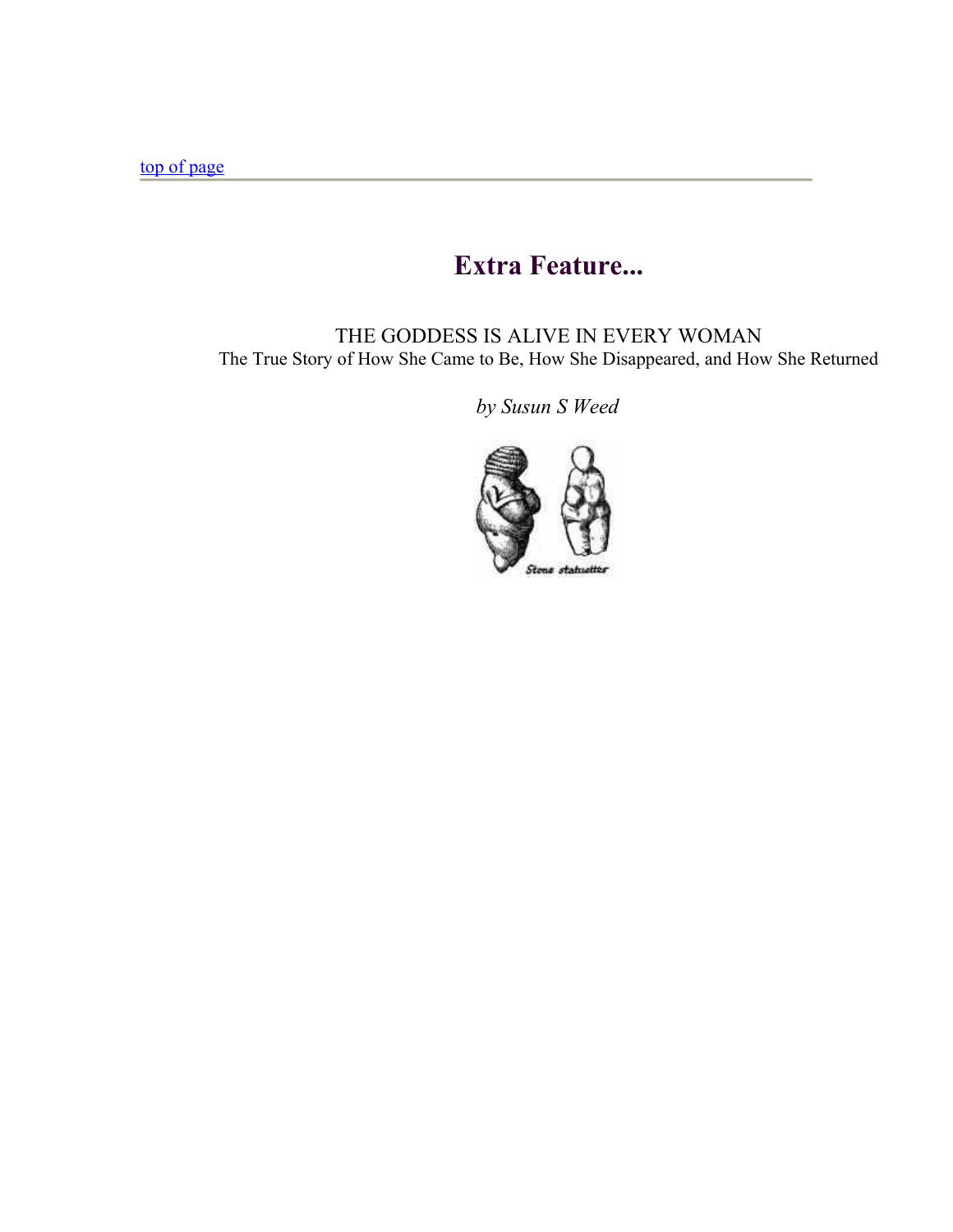top of page

## Extra Feature...

THE GODDESS IS ALIVE IN EVERY WOMAN
The True Story of How She Came to Be, How She Disappeared, and How She Returned

*by Susun S Weed*

Stone statuettes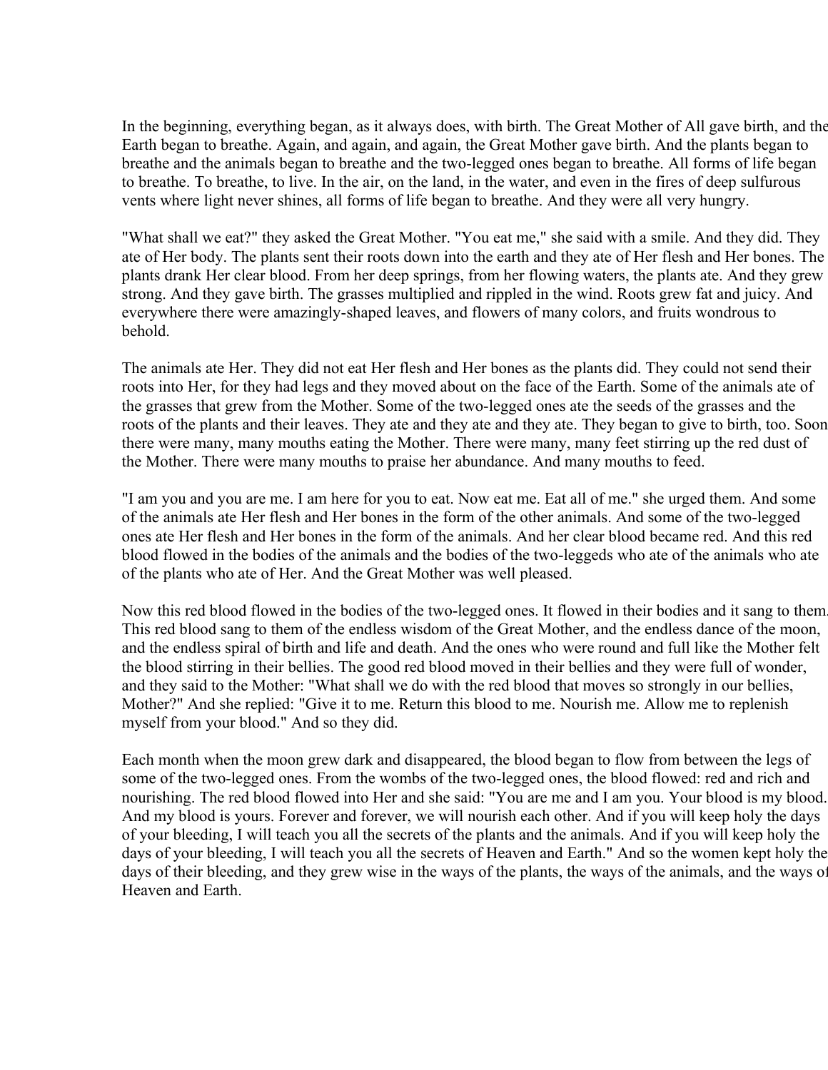In the beginning, everything began, as it always does, with birth. The Great Mother of All gave birth, and the Earth began to breathe. Again, and again, and again, the Great Mother gave birth. And the plants began to breathe and the animals began to breathe and the two-legged ones began to breathe. All forms of life began to breathe. To breathe, to live. In the air, on the land, in the water, and even in the fires of deep sulfurous vents where light never shines, all forms of life began to breathe. And they were all very hungry.

"What shall we eat?" they asked the Great Mother. "You eat me," she said with a smile. And they did. They ate of Her body. The plants sent their roots down into the earth and they ate of Her flesh and Her bones. The plants drank Her clear blood. From her deep springs, from her flowing waters, the plants ate. And they grew strong. And they gave birth. The grasses multiplied and rippled in the wind. Roots grew fat and juicy. And everywhere there were amazingly-shaped leaves, and flowers of many colors, and fruits wondrous to behold.

The animals ate Her. They did not eat Her flesh and Her bones as the plants did. They could not send their roots into Her, for they had legs and they moved about on the face of the Earth. Some of the animals ate of the grasses that grew from the Mother. Some of the two-legged ones ate the seeds of the grasses and the roots of the plants and their leaves. They ate and they ate and they ate. They began to give to birth, too. Soon there were many, many mouths eating the Mother. There were many, many feet stirring up the red dust of the Mother. There were many mouths to praise her abundance. And many mouths to feed.

"I am you and you are me. I am here for you to eat. Now eat me. Eat all of me." she urged them. And some of the animals ate Her flesh and Her bones in the form of the other animals. And some of the two-legged ones ate Her flesh and Her bones in the form of the animals. And her clear blood became red. And this red blood flowed in the bodies of the animals and the bodies of the two-leggeds who ate of the animals who ate of the plants who ate of Her. And the Great Mother was well pleased.

Now this red blood flowed in the bodies of the two-legged ones. It flowed in their bodies and it sang to them. This red blood sang to them of the endless wisdom of the Great Mother, and the endless dance of the moon, and the endless spiral of birth and life and death. And the ones who were round and full like the Mother felt the blood stirring in their bellies. The good red blood moved in their bellies and they were full of wonder, and they said to the Mother: "What shall we do with the red blood that moves so strongly in our bellies, Mother?" And she replied: "Give it to me. Return this blood to me. Nourish me. Allow me to replenish myself from your blood." And so they did.

Each month when the moon grew dark and disappeared, the blood began to flow from between the legs of some of the two-legged ones. From the wombs of the two-legged ones, the blood flowed: red and rich and nourishing. The red blood flowed into Her and she said: "You are me and I am you. Your blood is my blood. And my blood is yours. Forever and forever, we will nourish each other. And if you will keep holy the days of your bleeding, I will teach you all the secrets of the plants and the animals. And if you will keep holy the days of your bleeding, I will teach you all the secrets of Heaven and Earth." And so the women kept holy the days of their bleeding, and they grew wise in the ways of the plants, the ways of the animals, and the ways of Heaven and Earth.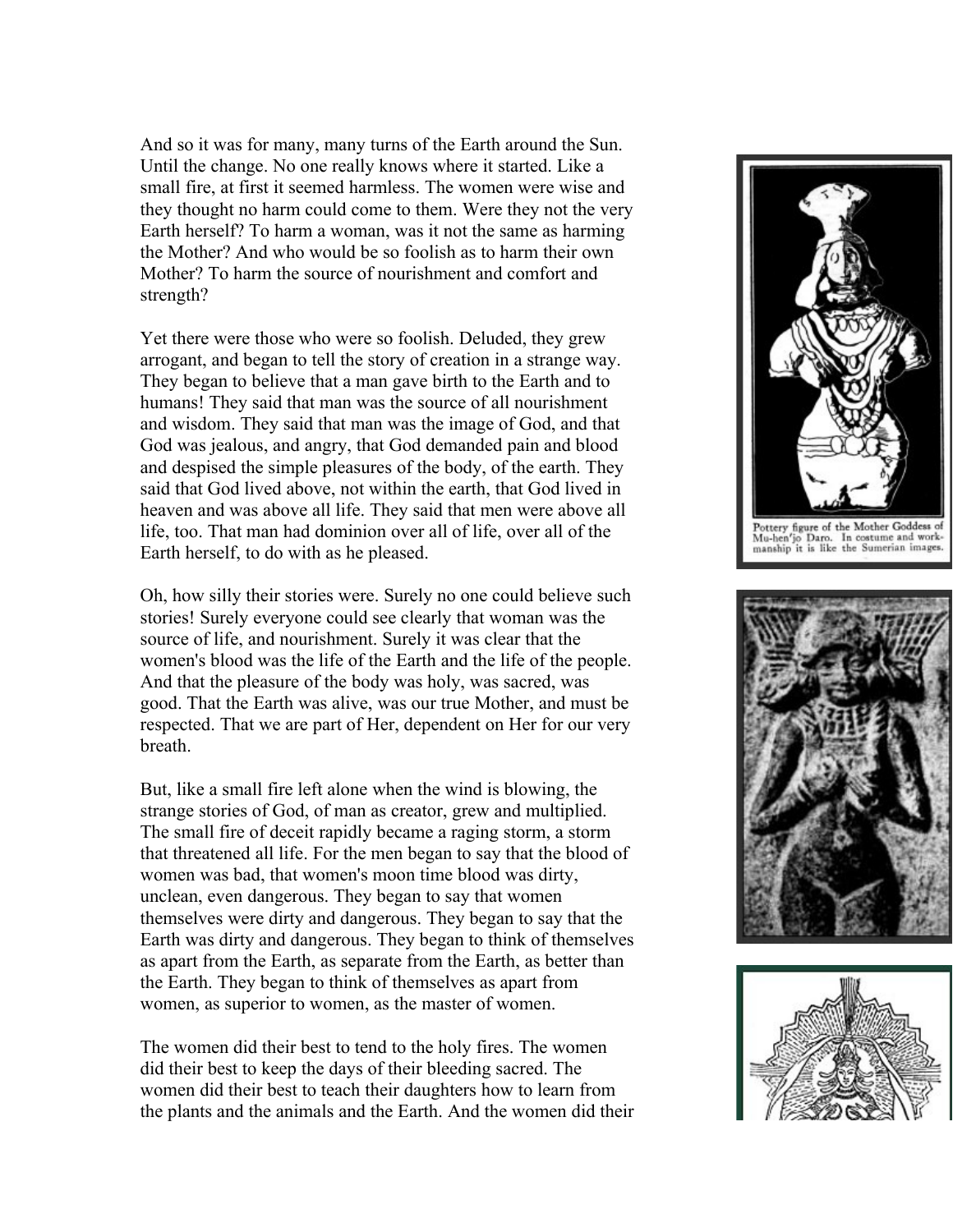And so it was for many, many turns of the Earth around the Sun. Until the change. No one really knows where it started. Like a small fire, at first it seemed harmless. The women were wise and they thought no harm could come to them. Were they not the very Earth herself? To harm a woman, was it not the same as harming the Mother? And who would be so foolish as to harm their own Mother? To harm the source of nourishment and comfort and strength?

Yet there were those who were so foolish. Deluded, they grew arrogant, and began to tell the story of creation in a strange way. They began to believe that a man gave birth to the Earth and to humans! They said that man was the source of all nourishment and wisdom. They said that man was the image of God, and that God was jealous, and angry, that God demanded pain and blood and despised the simple pleasures of the body, of the earth. They said that God lived above, not within the earth, that God lived in heaven and was above all life. They said that men were above all life, too. That man had dominion over all of life, over all of the Earth herself, to do with as he pleased.

Oh, how silly their stories were. Surely no one could believe such stories! Surely everyone could see clearly that woman was the source of life, and nourishment. Surely it was clear that the women's blood was the life of the Earth and the life of the people. And that the pleasure of the body was holy, was sacred, was good. That the Earth was alive, was our true Mother, and must be respected. That we are part of Her, dependent on Her for our very breath.

But, like a small fire left alone when the wind is blowing, the strange stories of God, of man as creator, grew and multiplied. The small fire of deceit rapidly became a raging storm, a storm that threatened all life. For the men began to say that the blood of women was bad, that women's moon time blood was dirty, unclean, even dangerous. They began to say that women themselves were dirty and dangerous. They began to say that the Earth was dirty and dangerous. They began to think of themselves as apart from the Earth, as separate from the Earth, as better than the Earth. They began to think of themselves as apart from women, as superior to women, as the master of women.

The women did their best to tend to the holy fires. The women did their best to keep the days of their bleeding sacred. The women did their best to teach their daughters how to learn from the plants and the animals and the Earth. And the women did their

Pottery figure of the Mother Goddess of Mu-hen'jo Daro. In costume and workmanship it is like the Sumerian images.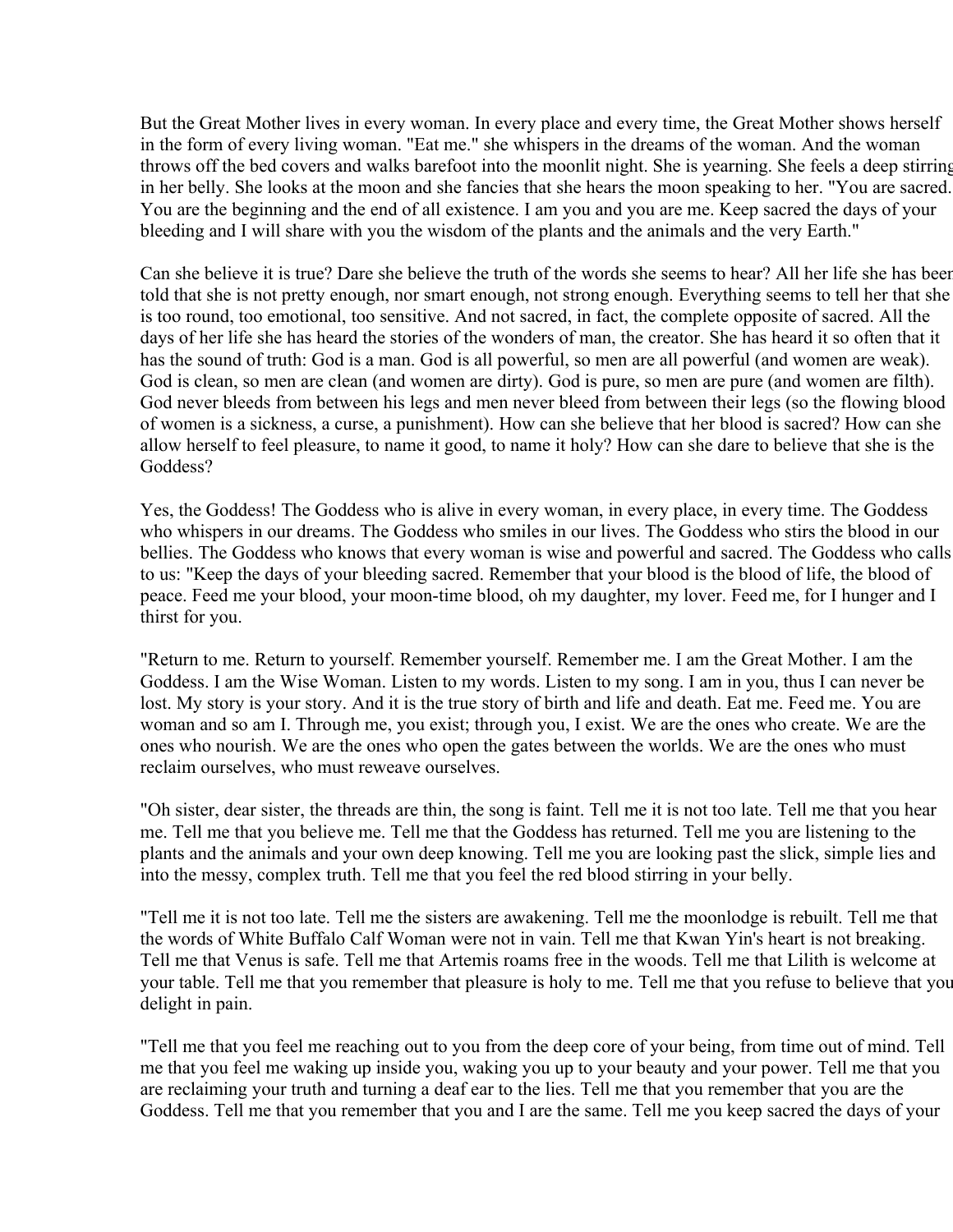But the Great Mother lives in every woman. In every place and every time, the Great Mother shows herself in the form of every living woman. "Eat me." she whispers in the dreams of the woman. And the woman throws off the bed covers and walks barefoot into the moonlit night. She is yearning. She feels a deep stirring in her belly. She looks at the moon and she fancies that she hears the moon speaking to her. "You are sacred. You are the beginning and the end of all existence. I am you and you are me. Keep sacred the days of your bleeding and I will share with you the wisdom of the plants and the animals and the very Earth."

Can she believe it is true? Dare she believe the truth of the words she seems to hear? All her life she has been told that she is not pretty enough, nor smart enough, not strong enough. Everything seems to tell her that she is too round, too emotional, too sensitive. And not sacred, in fact, the complete opposite of sacred. All the days of her life she has heard the stories of the wonders of man, the creator. She has heard it so often that it has the sound of truth: God is a man. God is all powerful, so men are all powerful (and women are weak). God is clean, so men are clean (and women are dirty). God is pure, so men are pure (and women are filth). God never bleeds from between his legs and men never bleed from between their legs (so the flowing blood of women is a sickness, a curse, a punishment). How can she believe that her blood is sacred? How can she allow herself to feel pleasure, to name it good, to name it holy? How can she dare to believe that she is the Goddess?

Yes, the Goddess! The Goddess who is alive in every woman, in every place, in every time. The Goddess who whispers in our dreams. The Goddess who smiles in our lives. The Goddess who stirs the blood in our bellies. The Goddess who knows that every woman is wise and powerful and sacred. The Goddess who calls to us: "Keep the days of your bleeding sacred. Remember that your blood is the blood of life, the blood of peace. Feed me your blood, your moon-time blood, oh my daughter, my lover. Feed me, for I hunger and I thirst for you.

"Return to me. Return to yourself. Remember yourself. Remember me. I am the Great Mother. I am the Goddess. I am the Wise Woman. Listen to my words. Listen to my song. I am in you, thus I can never be lost. My story is your story. And it is the true story of birth and life and death. Eat me. Feed me. You are woman and so am I. Through me, you exist; through you, I exist. We are the ones who create. We are the ones who nourish. We are the ones who open the gates between the worlds. We are the ones who must reclaim ourselves, who must reweave ourselves.

"Oh sister, dear sister, the threads are thin, the song is faint. Tell me it is not too late. Tell me that you hear me. Tell me that you believe me. Tell me that the Goddess has returned. Tell me you are listening to the plants and the animals and your own deep knowing. Tell me you are looking past the slick, simple lies and into the messy, complex truth. Tell me that you feel the red blood stirring in your belly.

"Tell me it is not too late. Tell me the sisters are awakening. Tell me the moonlodge is rebuilt. Tell me that the words of White Buffalo Calf Woman were not in vain. Tell me that Kwan Yin's heart is not breaking. Tell me that Venus is safe. Tell me that Artemis roams free in the woods. Tell me that Lilith is welcome at your table. Tell me that you remember that pleasure is holy to me. Tell me that you refuse to believe that you delight in pain.

"Tell me that you feel me reaching out to you from the deep core of your being, from time out of mind. Tell me that you feel me waking up inside you, waking you up to your beauty and your power. Tell me that you are reclaiming your truth and turning a deaf ear to the lies. Tell me that you remember that you are the Goddess. Tell me that you remember that you and I are the same. Tell me you keep sacred the days of your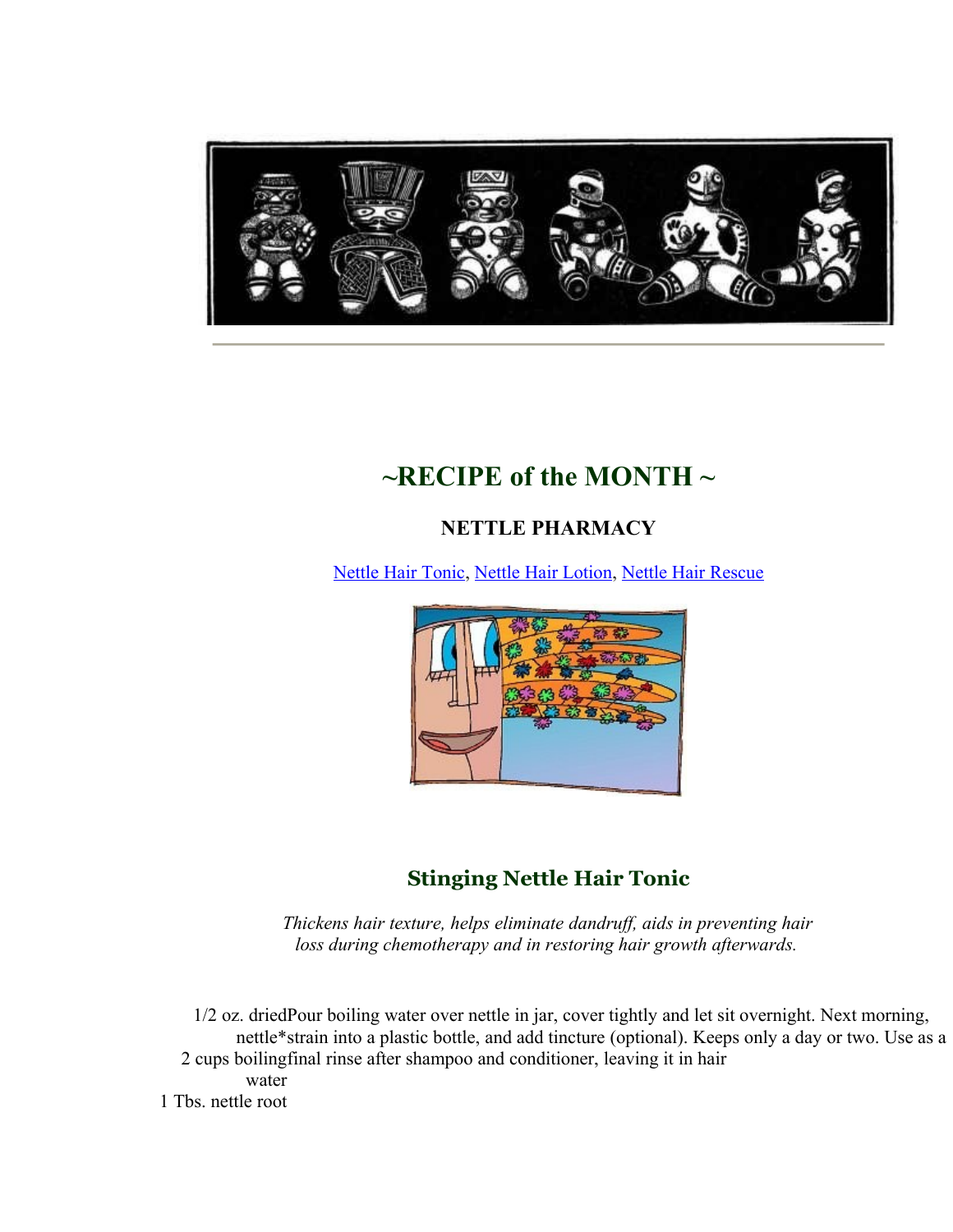## ~RECIPE of the MONTH ~

### NETTLE PHARMACY

Nettle Hair Tonic, Nettle Hair Lotion, Nettle Hair Rescue

## Stinging Nettle Hair Tonic

*Thickens hair texture, helps eliminate dandruff, aids in preventing hair loss during chemotherapy and in restoring hair growth afterwards.*

| | |
|---|---|
| 1/2 oz. dried nettle*<br>2 cups boiling water<br>1 Tbs. nettle root | Pour boiling water over nettle in jar, cover tightly and let sit overnight. Next morning, strain into a plastic bottle, and add tincture (optional). Keeps only a day or two. Use as a final rinse after shampoo and conditioner, leaving it in hair |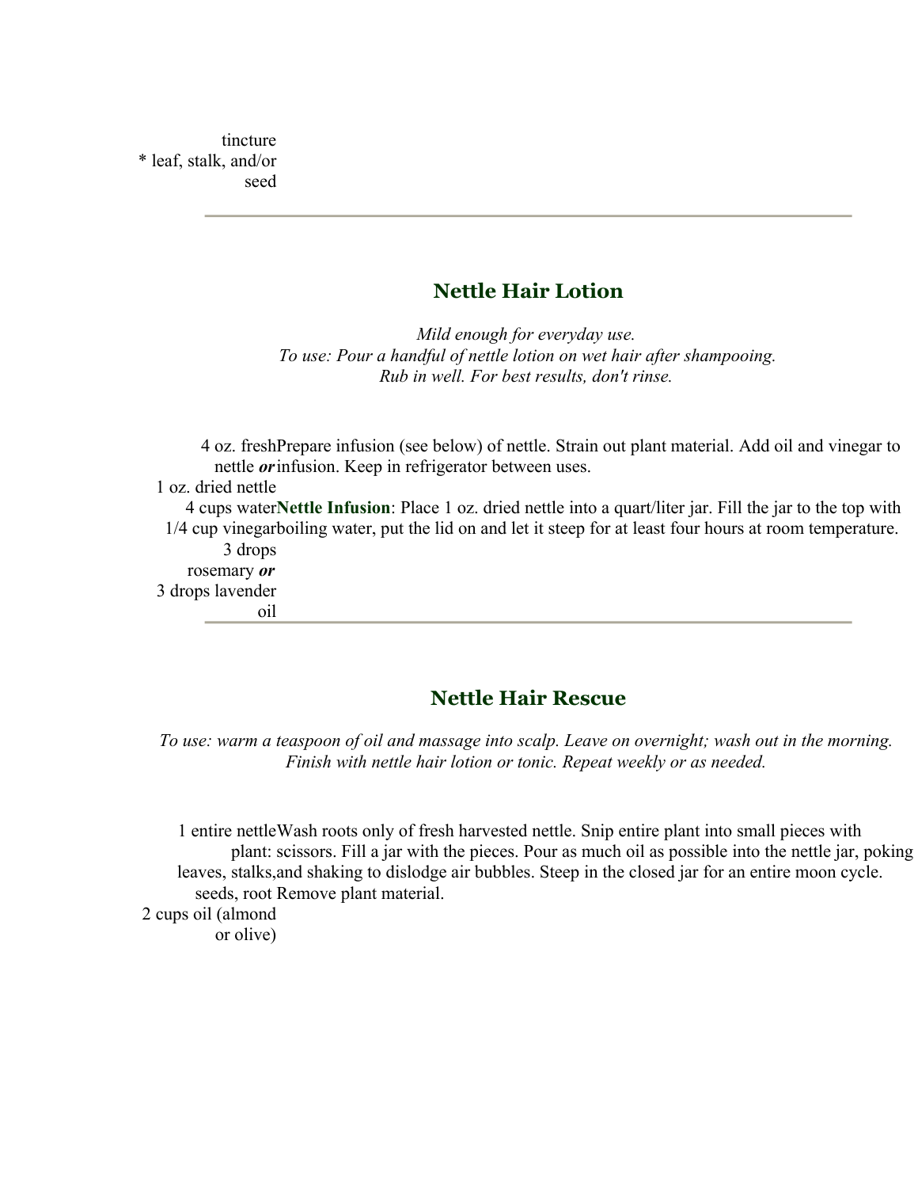tincture
* leaf, stalk, and/or seed

---

## Nettle Hair Lotion

*Mild enough for everyday use.*
*To use: Pour a handful of nettle lotion on wet hair after shampooing.*
*Rub in well. For best results, don't rinse.*

| Ingredients | Directions |
|---|---|
| 4 oz. fresh nettle ***or*** 1 oz. dried nettle<br>4 cups water<br>1/4 cup vinegar<br>3 drops rosemary ***or*** 3 drops lavender oil | Prepare infusion (see below) of nettle. Strain out plant material. Add oil and vinegar to infusion. Keep in refrigerator between uses.<br>**Nettle Infusion**: Place 1 oz. dried nettle into a quart/liter jar. Fill the jar to the top with boiling water, put the lid on and let it steep for at least four hours at room temperature. |

---

## Nettle Hair Rescue

*To use: warm a teaspoon of oil and massage into scalp. Leave on overnight; wash out in the morning. Finish with nettle hair lotion or tonic. Repeat weekly or as needed.*

| Ingredients | Directions |
|---|---|
| 1 entire nettle plant: leaves, stalks, seeds, root<br>2 cups oil (almond or olive) | Wash roots only of fresh harvested nettle. Snip entire plant into small pieces with scissors. Fill a jar with the pieces. Pour as much oil as possible into the nettle jar, poking and shaking to dislodge air bubbles. Steep in the closed jar for an entire moon cycle. Remove plant material. |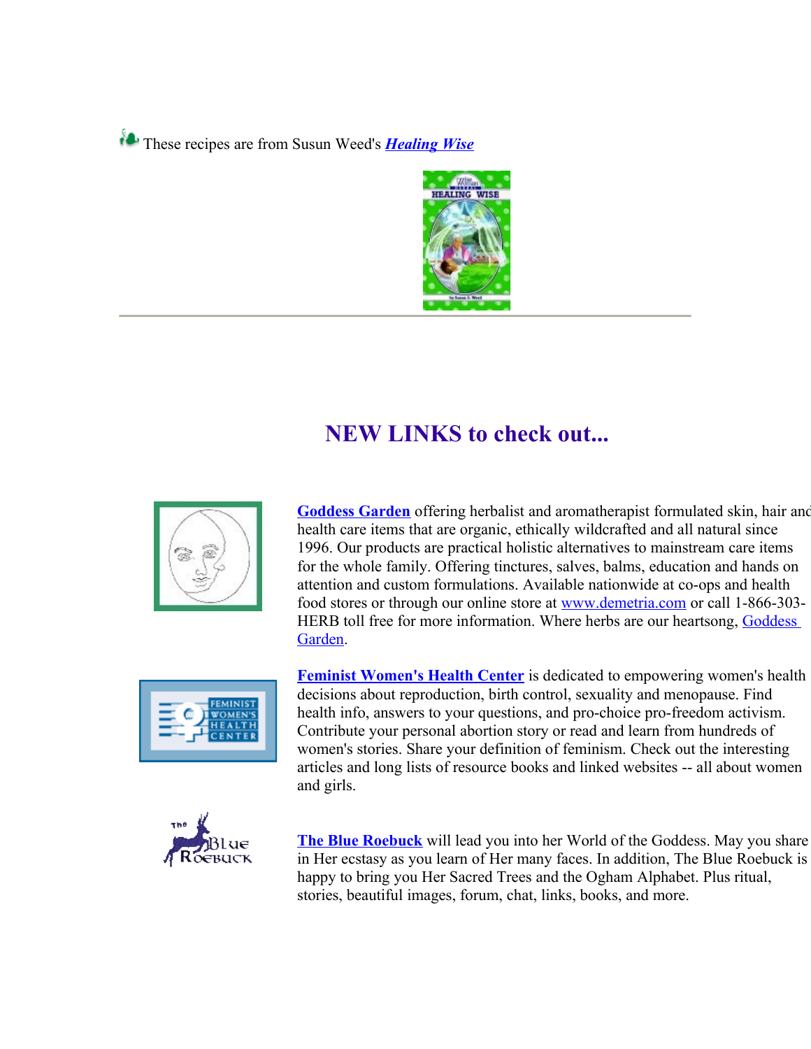These recipes are from Susun Weed's ***Healing Wise***

---

## NEW LINKS to check out...

**Goddess Garden** offering herbalist and aromatherapist formulated skin, hair and health care items that are organic, ethically wildcrafted and all natural since 1996. Our products are practical holistic alternatives to mainstream care items for the whole family. Offering tinctures, salves, balms, education and hands on attention and custom formulations. Available nationwide at co-ops and health food stores or through our online store at www.demetria.com or call 1-866-303-HERB toll free for more information. Where herbs are our heartsong, Goddess Garden.

**Feminist Women's Health Center** is dedicated to empowering women's health decisions about reproduction, birth control, sexuality and menopause. Find health info, answers to your questions, and pro-choice pro-freedom activism. Contribute your personal abortion story or read and learn from hundreds of women's stories. Share your definition of feminism. Check out the interesting articles and long lists of resource books and linked websites -- all about women and girls.

**The Blue Roebuck** will lead you into her World of the Goddess. May you share in Her ecstasy as you learn of Her many faces. In addition, The Blue Roebuck is happy to bring you Her Sacred Trees and the Ogham Alphabet. Plus ritual, stories, beautiful images, forum, chat, links, books, and more.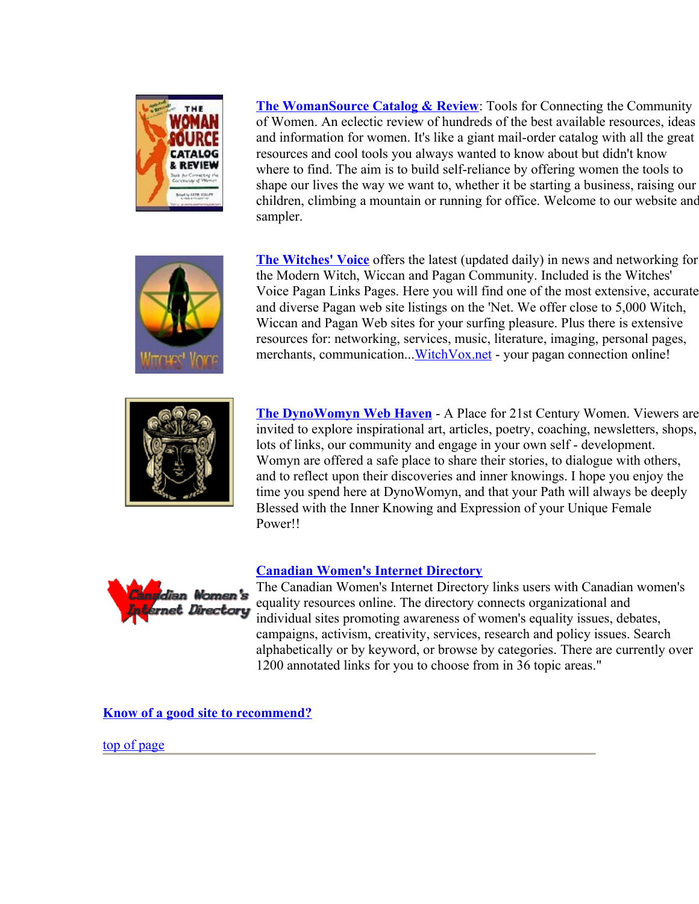**The WomanSource Catalog & Review**: Tools for Connecting the Community of Women. An eclectic review of hundreds of the best available resources, ideas and information for women. It's like a giant mail-order catalog with all the great resources and cool tools you always wanted to know about but didn't know where to find. The aim is to build self-reliance by offering women the tools to shape our lives the way we want to, whether it be starting a business, raising our children, climbing a mountain or running for office. Welcome to our website and sampler.

**The Witches' Voice** offers the latest (updated daily) in news and networking for the Modern Witch, Wiccan and Pagan Community. Included is the Witches' Voice Pagan Links Pages. Here you will find one of the most extensive, accurate and diverse Pagan web site listings on the 'Net. We offer close to 5,000 Witch, Wiccan and Pagan Web sites for your surfing pleasure. Plus there is extensive resources for: networking, services, music, literature, imaging, personal pages, merchants, communication...WitchVox.net - your pagan connection online!

**The DynoWomyn Web Haven** - A Place for 21st Century Women. Viewers are invited to explore inspirational art, articles, poetry, coaching, newsletters, shops, lots of links, our community and engage in your own self - development. Womyn are offered a safe place to share their stories, to dialogue with others, and to reflect upon their discoveries and inner knowings. I hope you enjoy the time you spend here at DynoWomyn, and that your Path will always be deeply Blessed with the Inner Knowing and Expression of your Unique Female Power!!

**Canadian Women's Internet Directory**
The Canadian Women's Internet Directory links users with Canadian women's equality resources online. The directory connects organizational and individual sites promoting awareness of women's equality issues, debates, campaigns, activism, creativity, services, research and policy issues. Search alphabetically or by keyword, or browse by categories. There are currently over 1200 annotated links for you to choose from in 36 topic areas."

**Know of a good site to recommend?**

top of page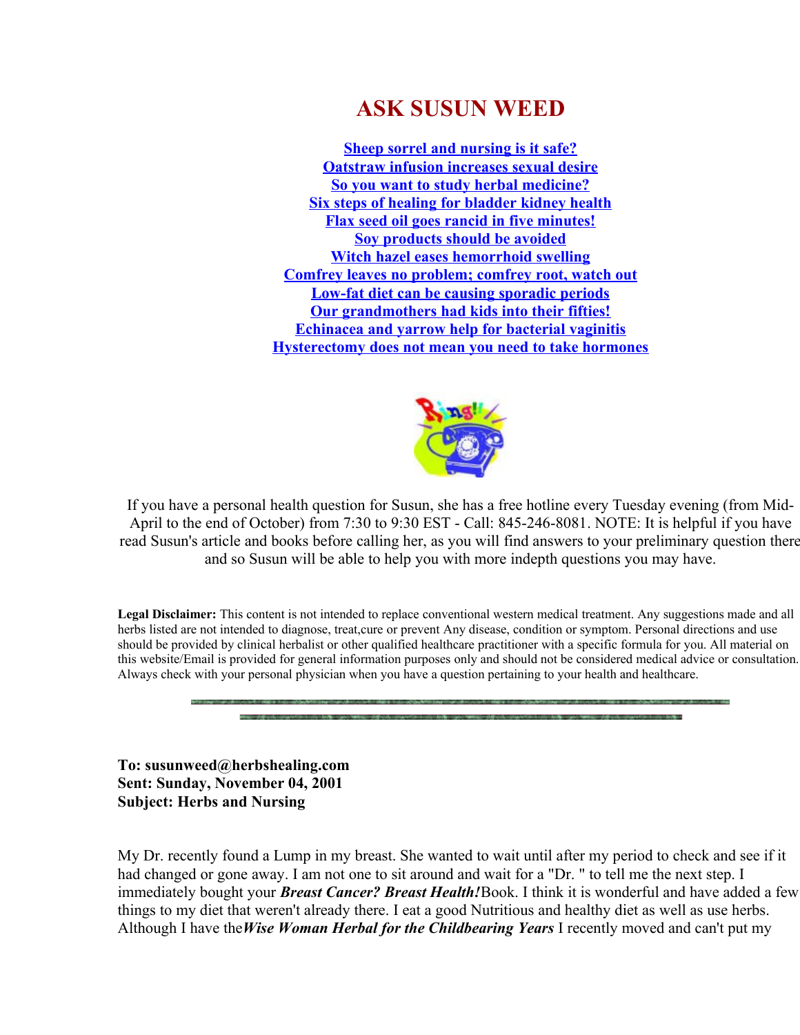# ASK SUSUN WEED

Sheep sorrel and nursing is it safe?
Oatstraw infusion increases sexual desire
So you want to study herbal medicine?
Six steps of healing for bladder kidney health
Flax seed oil goes rancid in five minutes!
Soy products should be avoided
Witch hazel eases hemorrhoid swelling
Comfrey leaves no problem; comfrey root, watch out
Low-fat diet can be causing sporadic periods
Our grandmothers had kids into their fifties!
Echinacea and yarrow help for bacterial vaginitis
Hysterectomy does not mean you need to take hormones

If you have a personal health question for Susun, she has a free hotline every Tuesday evening (from Mid-April to the end of October) from 7:30 to 9:30 EST - Call: 845-246-8081. NOTE: It is helpful if you have read Susun's article and books before calling her, as you will find answers to your preliminary question there and so Susun will be able to help you with more indepth questions you may have.

**Legal Disclaimer:** This content is not intended to replace conventional western medical treatment. Any suggestions made and all herbs listed are not intended to diagnose, treat,cure or prevent Any disease, condition or symptom. Personal directions and use should be provided by clinical herbalist or other qualified healthcare practitioner with a specific formula for you. All material on this website/Email is provided for general information purposes only and should not be considered medical advice or consultation. Always check with your personal physician when you have a question pertaining to your health and healthcare.

**To: susunweed@herbshealing.com**
**Sent: Sunday, November 04, 2001**
**Subject: Herbs and Nursing**

My Dr. recently found a Lump in my breast. She wanted to wait until after my period to check and see if it had changed or gone away. I am not one to sit around and wait for a "Dr. " to tell me the next step. I immediately bought your ***Breast Cancer? Breast Health!***Book. I think it is wonderful and have added a few things to my diet that weren't already there. I eat a good Nutritious and healthy diet as well as use herbs. Although I have the***Wise Woman Herbal for the Childbearing Years*** I recently moved and can't put my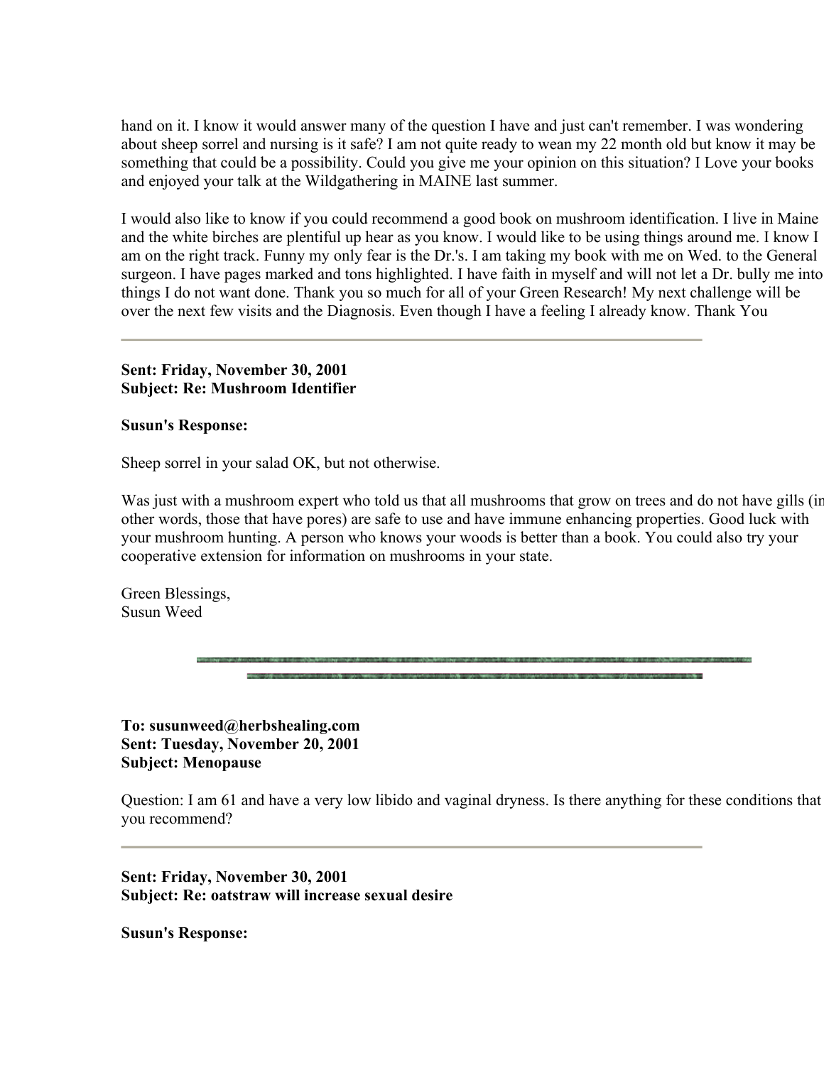hand on it. I know it would answer many of the question I have and just can't remember. I was wondering about sheep sorrel and nursing is it safe? I am not quite ready to wean my 22 month old but know it may be something that could be a possibility. Could you give me your opinion on this situation? I Love your books and enjoyed your talk at the Wildgathering in MAINE last summer.

I would also like to know if you could recommend a good book on mushroom identification. I live in Maine and the white birches are plentiful up hear as you know. I would like to be using things around me. I know I am on the right track. Funny my only fear is the Dr.'s. I am taking my book with me on Wed. to the General surgeon. I have pages marked and tons highlighted. I have faith in myself and will not let a Dr. bully me into things I do not want done. Thank you so much for all of your Green Research! My next challenge will be over the next few visits and the Diagnosis. Even though I have a feeling I already know. Thank You

---

**Sent: Friday, November 30, 2001**
**Subject: Re: Mushroom Identifier**

**Susun's Response:**

Sheep sorrel in your salad OK, but not otherwise.

Was just with a mushroom expert who told us that all mushrooms that grow on trees and do not have gills (in other words, those that have pores) are safe to use and have immune enhancing properties. Good luck with your mushroom hunting. A person who knows your woods is better than a book. You could also try your cooperative extension for information on mushrooms in your state.

Green Blessings,
Susun Weed

---

**To: susunweed@herbshealing.com**
**Sent: Tuesday, November 20, 2001**
**Subject: Menopause**

Question: I am 61 and have a very low libido and vaginal dryness. Is there anything for these conditions that you recommend?

---

**Sent: Friday, November 30, 2001**
**Subject: Re: oatstraw will increase sexual desire**

**Susun's Response:**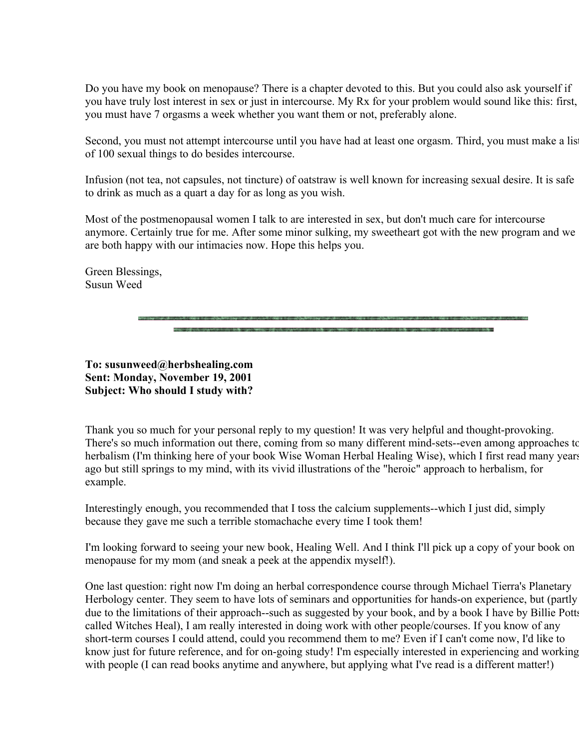Do you have my book on menopause? There is a chapter devoted to this. But you could also ask yourself if you have truly lost interest in sex or just in intercourse. My Rx for your problem would sound like this: first, you must have 7 orgasms a week whether you want them or not, preferably alone.

Second, you must not attempt intercourse until you have had at least one orgasm. Third, you must make a list of 100 sexual things to do besides intercourse.

Infusion (not tea, not capsules, not tincture) of oatstraw is well known for increasing sexual desire. It is safe to drink as much as a quart a day for as long as you wish.

Most of the postmenopausal women I talk to are interested in sex, but don't much care for intercourse anymore. Certainly true for me. After some minor sulking, my sweetheart got with the new program and we are both happy with our intimacies now. Hope this helps you.

Green Blessings,
Susun Weed

---

**To: susunweed@herbshealing.com**
**Sent: Monday, November 19, 2001**
**Subject: Who should I study with?**

Thank you so much for your personal reply to my question! It was very helpful and thought-provoking. There's so much information out there, coming from so many different mind-sets--even among approaches to herbalism (I'm thinking here of your book Wise Woman Herbal Healing Wise), which I first read many years ago but still springs to my mind, with its vivid illustrations of the "heroic" approach to herbalism, for example.

Interestingly enough, you recommended that I toss the calcium supplements--which I just did, simply because they gave me such a terrible stomachache every time I took them!

I'm looking forward to seeing your new book, Healing Well. And I think I'll pick up a copy of your book on menopause for my mom (and sneak a peek at the appendix myself!).

One last question: right now I'm doing an herbal correspondence course through Michael Tierra's Planetary Herbology center. They seem to have lots of seminars and opportunities for hands-on experience, but (partly due to the limitations of their approach--such as suggested by your book, and by a book I have by Billie Potts called Witches Heal), I am really interested in doing work with other people/courses. If you know of any short-term courses I could attend, could you recommend them to me? Even if I can't come now, I'd like to know just for future reference, and for on-going study! I'm especially interested in experiencing and working with people (I can read books anytime and anywhere, but applying what I've read is a different matter!)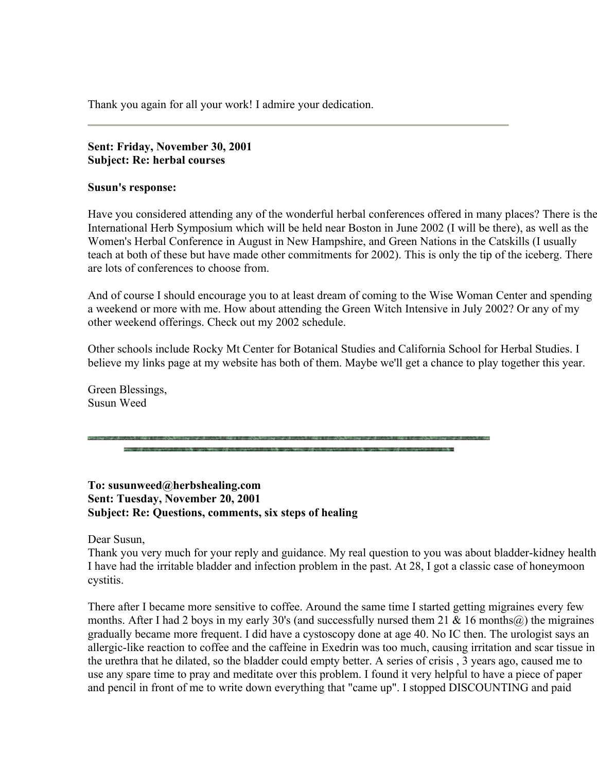Thank you again for all your work! I admire your dedication.

---

**Sent: Friday, November 30, 2001**
**Subject: Re: herbal courses**

**Susun's response:**

Have you considered attending any of the wonderful herbal conferences offered in many places? There is the International Herb Symposium which will be held near Boston in June 2002 (I will be there), as well as the Women's Herbal Conference in August in New Hampshire, and Green Nations in the Catskills (I usually teach at both of these but have made other commitments for 2002). This is only the tip of the iceberg. There are lots of conferences to choose from.

And of course I should encourage you to at least dream of coming to the Wise Woman Center and spending a weekend or more with me. How about attending the Green Witch Intensive in July 2002? Or any of my other weekend offerings. Check out my 2002 schedule.

Other schools include Rocky Mt Center for Botanical Studies and California School for Herbal Studies. I believe my links page at my website has both of them. Maybe we'll get a chance to play together this year.

Green Blessings,
Susun Weed

---

**To: susunweed@herbshealing.com**
**Sent: Tuesday, November 20, 2001**
**Subject: Re: Questions, comments, six steps of healing**

Dear Susun,
Thank you very much for your reply and guidance. My real question to you was about bladder-kidney health I have had the irritable bladder and infection problem in the past. At 28, I got a classic case of honeymoon cystitis.

There after I became more sensitive to coffee. Around the same time I started getting migraines every few months. After I had 2 boys in my early 30's (and successfully nursed them 21 & 16 months@) the migraines gradually became more frequent. I did have a cystoscopy done at age 40. No IC then. The urologist says an allergic-like reaction to coffee and the caffeine in Exedrin was too much, causing irritation and scar tissue in the urethra that he dilated, so the bladder could empty better. A series of crisis , 3 years ago, caused me to use any spare time to pray and meditate over this problem. I found it very helpful to have a piece of paper and pencil in front of me to write down everything that "came up". I stopped DISCOUNTING and paid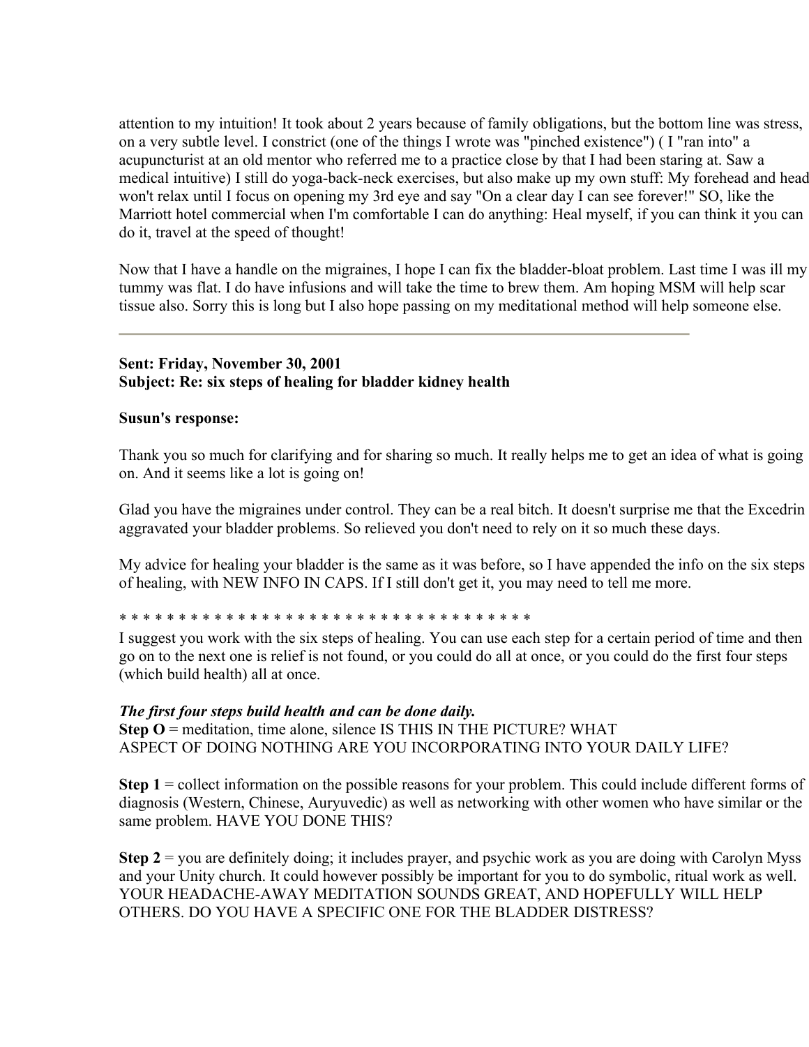attention to my intuition! It took about 2 years because of family obligations, but the bottom line was stress, on a very subtle level. I constrict (one of the things I wrote was "pinched existence") ( I "ran into" a acupuncturist at an old mentor who referred me to a practice close by that I had been staring at. Saw a medical intuitive) I still do yoga-back-neck exercises, but also make up my own stuff: My forehead and head won't relax until I focus on opening my 3rd eye and say "On a clear day I can see forever!" SO, like the Marriott hotel commercial when I'm comfortable I can do anything: Heal myself, if you can think it you can do it, travel at the speed of thought!

Now that I have a handle on the migraines, I hope I can fix the bladder-bloat problem. Last time I was ill my tummy was flat. I do have infusions and will take the time to brew them. Am hoping MSM will help scar tissue also. Sorry this is long but I also hope passing on my meditational method will help someone else.

---

**Sent: Friday, November 30, 2001**
**Subject: Re: six steps of healing for bladder kidney health**

**Susun's response:**

Thank you so much for clarifying and for sharing so much. It really helps me to get an idea of what is going on. And it seems like a lot is going on!

Glad you have the migraines under control. They can be a real bitch. It doesn't surprise me that the Excedrin aggravated your bladder problems. So relieved you don't need to rely on it so much these days.

My advice for healing your bladder is the same as it was before, so I have appended the info on the six steps of healing, with NEW INFO IN CAPS. If I still don't get it, you may need to tell me more.

* * * * * * * * * * * * * * * * * * * * * * * * * * * * * * * * * * * *

I suggest you work with the six steps of healing. You can use each step for a certain period of time and then go on to the next one is relief is not found, or you could do all at once, or you could do the first four steps (which build health) all at once.

***The first four steps build health and can be done daily.***
**Step O** = meditation, time alone, silence IS THIS IN THE PICTURE? WHAT ASPECT OF DOING NOTHING ARE YOU INCORPORATING INTO YOUR DAILY LIFE?

**Step 1** = collect information on the possible reasons for your problem. This could include different forms of diagnosis (Western, Chinese, Auryuvedic) as well as networking with other women who have similar or the same problem. HAVE YOU DONE THIS?

**Step 2** = you are definitely doing; it includes prayer, and psychic work as you are doing with Carolyn Myss and your Unity church. It could however possibly be important for you to do symbolic, ritual work as well. YOUR HEADACHE-AWAY MEDITATION SOUNDS GREAT, AND HOPEFULLY WILL HELP OTHERS. DO YOU HAVE A SPECIFIC ONE FOR THE BLADDER DISTRESS?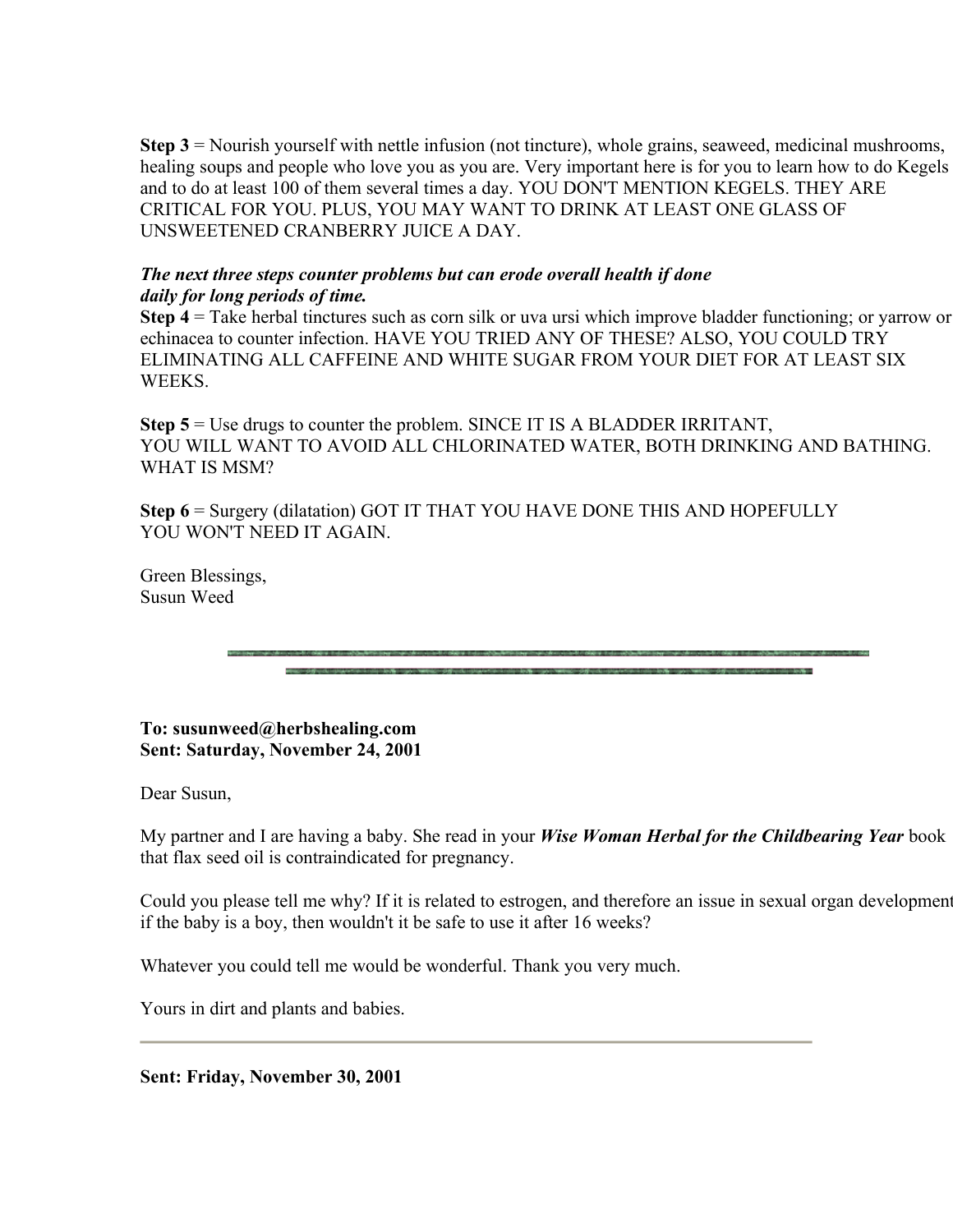**Step 3** = Nourish yourself with nettle infusion (not tincture), whole grains, seaweed, medicinal mushrooms, healing soups and people who love you as you are. Very important here is for you to learn how to do Kegels and to do at least 100 of them several times a day. YOU DON'T MENTION KEGELS. THEY ARE CRITICAL FOR YOU. PLUS, YOU MAY WANT TO DRINK AT LEAST ONE GLASS OF UNSWEETENED CRANBERRY JUICE A DAY.

***The next three steps counter problems but can erode overall health if done daily for long periods of time.***

**Step 4** = Take herbal tinctures such as corn silk or uva ursi which improve bladder functioning; or yarrow or echinacea to counter infection. HAVE YOU TRIED ANY OF THESE? ALSO, YOU COULD TRY ELIMINATING ALL CAFFEINE AND WHITE SUGAR FROM YOUR DIET FOR AT LEAST SIX WEEKS.

**Step 5** = Use drugs to counter the problem. SINCE IT IS A BLADDER IRRITANT, YOU WILL WANT TO AVOID ALL CHLORINATED WATER, BOTH DRINKING AND BATHING. WHAT IS MSM?

**Step 6** = Surgery (dilatation) GOT IT THAT YOU HAVE DONE THIS AND HOPEFULLY YOU WON'T NEED IT AGAIN.

Green Blessings,
Susun Weed

---

**To: susunweed@herbshealing.com**
**Sent: Saturday, November 24, 2001**

Dear Susun,

My partner and I are having a baby. She read in your ***Wise Woman Herbal for the Childbearing Year*** book that flax seed oil is contraindicated for pregnancy.

Could you please tell me why? If it is related to estrogen, and therefore an issue in sexual organ development if the baby is a boy, then wouldn't it be safe to use it after 16 weeks?

Whatever you could tell me would be wonderful. Thank you very much.

Yours in dirt and plants and babies.

---

**Sent: Friday, November 30, 2001**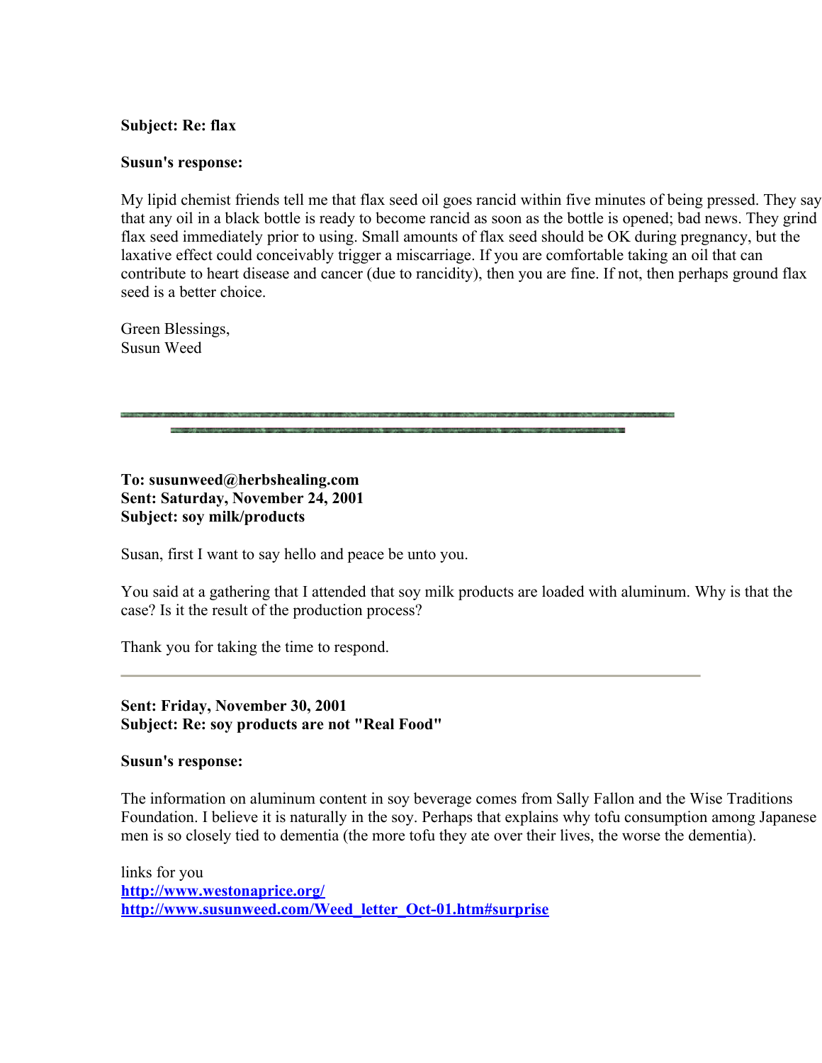**Subject: Re: flax**

**Susun's response:**

My lipid chemist friends tell me that flax seed oil goes rancid within five minutes of being pressed. They say that any oil in a black bottle is ready to become rancid as soon as the bottle is opened; bad news. They grind flax seed immediately prior to using. Small amounts of flax seed should be OK during pregnancy, but the laxative effect could conceivably trigger a miscarriage. If you are comfortable taking an oil that can contribute to heart disease and cancer (due to rancidity), then you are fine. If not, then perhaps ground flax seed is a better choice.

Green Blessings,
Susun Weed

---

**To: susunweed@herbshealing.com**
**Sent: Saturday, November 24, 2001**
**Subject: soy milk/products**

Susan, first I want to say hello and peace be unto you.

You said at a gathering that I attended that soy milk products are loaded with aluminum. Why is that the case? Is it the result of the production process?

Thank you for taking the time to respond.

---

**Sent: Friday, November 30, 2001**
**Subject: Re: soy products are not "Real Food"**

**Susun's response:**

The information on aluminum content in soy beverage comes from Sally Fallon and the Wise Traditions Foundation. I believe it is naturally in the soy. Perhaps that explains why tofu consumption among Japanese men is so closely tied to dementia (the more tofu they ate over their lives, the worse the dementia).

links for you
http://www.westonaprice.org/
http://www.susunweed.com/Weed_letter_Oct-01.htm#surprise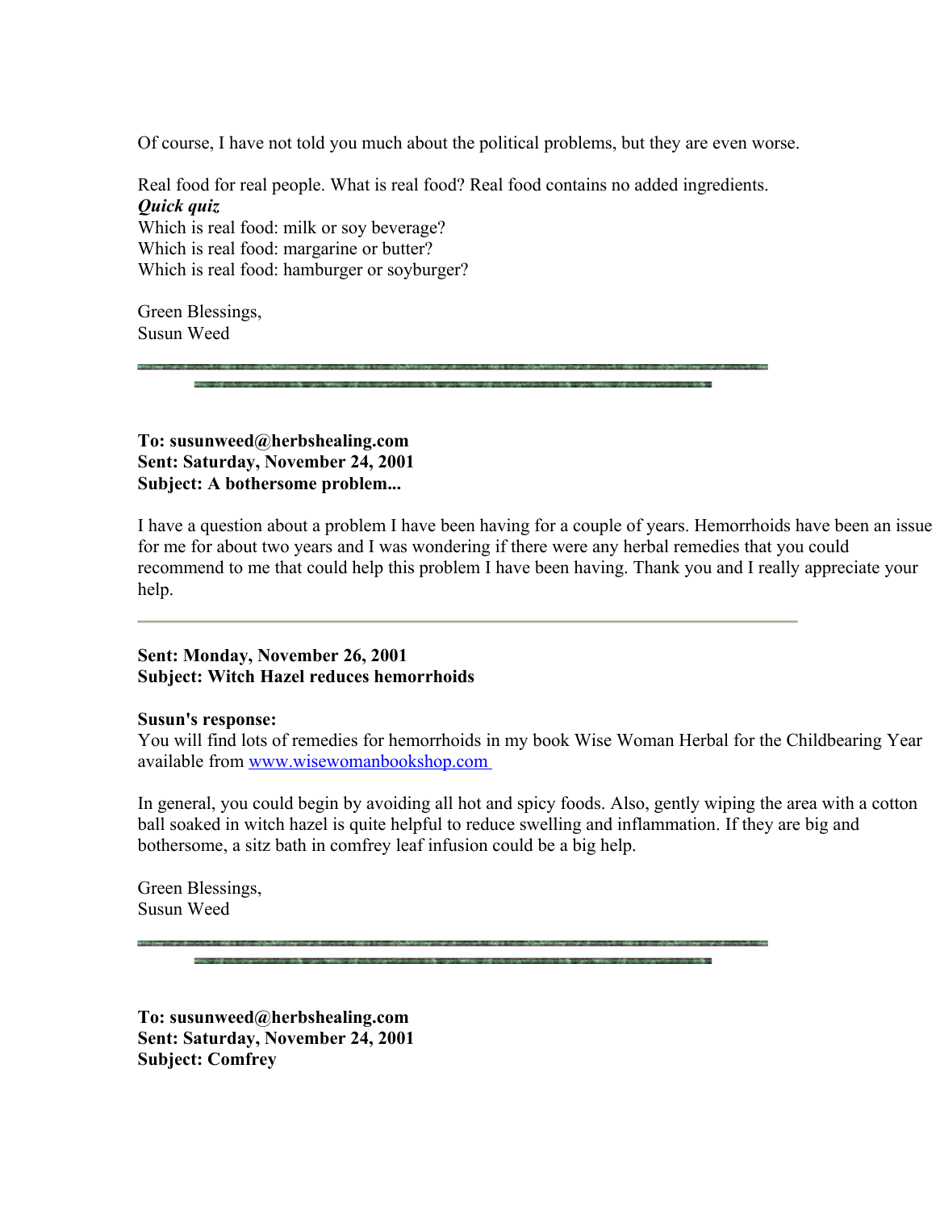Of course, I have not told you much about the political problems, but they are even worse.

Real food for real people. What is real food? Real food contains no added ingredients.

***Quick quiz***

Which is real food: milk or soy beverage?
Which is real food: margarine or butter?
Which is real food: hamburger or soyburger?

Green Blessings,
Susun Weed

---

**To: susunweed@herbshealing.com**
**Sent: Saturday, November 24, 2001**
**Subject: A bothersome problem...**

I have a question about a problem I have been having for a couple of years. Hemorrhoids have been an issue for me for about two years and I was wondering if there were any herbal remedies that you could recommend to me that could help this problem I have been having. Thank you and I really appreciate your help.

---

**Sent: Monday, November 26, 2001**
**Subject: Witch Hazel reduces hemorrhoids**

**Susun's response:**
You will find lots of remedies for hemorrhoids in my book Wise Woman Herbal for the Childbearing Year available from www.wisewomanbookshop.com

In general, you could begin by avoiding all hot and spicy foods. Also, gently wiping the area with a cotton ball soaked in witch hazel is quite helpful to reduce swelling and inflammation. If they are big and bothersome, a sitz bath in comfrey leaf infusion could be a big help.

Green Blessings,
Susun Weed

---

**To: susunweed@herbshealing.com**
**Sent: Saturday, November 24, 2001**
**Subject: Comfrey**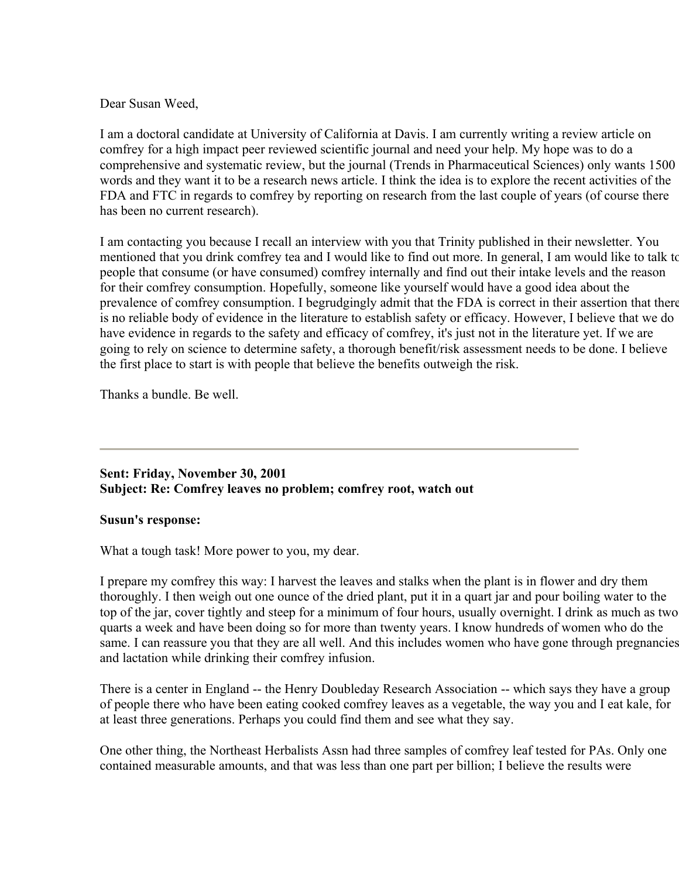Dear Susan Weed,

I am a doctoral candidate at University of California at Davis. I am currently writing a review article on comfrey for a high impact peer reviewed scientific journal and need your help. My hope was to do a comprehensive and systematic review, but the journal (Trends in Pharmaceutical Sciences) only wants 1500 words and they want it to be a research news article. I think the idea is to explore the recent activities of the FDA and FTC in regards to comfrey by reporting on research from the last couple of years (of course there has been no current research).

I am contacting you because I recall an interview with you that Trinity published in their newsletter. You mentioned that you drink comfrey tea and I would like to find out more. In general, I am would like to talk to people that consume (or have consumed) comfrey internally and find out their intake levels and the reason for their comfrey consumption. Hopefully, someone like yourself would have a good idea about the prevalence of comfrey consumption. I begrudgingly admit that the FDA is correct in their assertion that there is no reliable body of evidence in the literature to establish safety or efficacy. However, I believe that we do have evidence in regards to the safety and efficacy of comfrey, it's just not in the literature yet. If we are going to rely on science to determine safety, a thorough benefit/risk assessment needs to be done. I believe the first place to start is with people that believe the benefits outweigh the risk.

Thanks a bundle. Be well.

---

**Sent: Friday, November 30, 2001**
**Subject: Re: Comfrey leaves no problem; comfrey root, watch out**

**Susun's response:**

What a tough task! More power to you, my dear.

I prepare my comfrey this way: I harvest the leaves and stalks when the plant is in flower and dry them thoroughly. I then weigh out one ounce of the dried plant, put it in a quart jar and pour boiling water to the top of the jar, cover tightly and steep for a minimum of four hours, usually overnight. I drink as much as two quarts a week and have been doing so for more than twenty years. I know hundreds of women who do the same. I can reassure you that they are all well. And this includes women who have gone through pregnancies and lactation while drinking their comfrey infusion.

There is a center in England -- the Henry Doubleday Research Association -- which says they have a group of people there who have been eating cooked comfrey leaves as a vegetable, the way you and I eat kale, for at least three generations. Perhaps you could find them and see what they say.

One other thing, the Northeast Herbalists Assn had three samples of comfrey leaf tested for PAs. Only one contained measurable amounts, and that was less than one part per billion; I believe the results were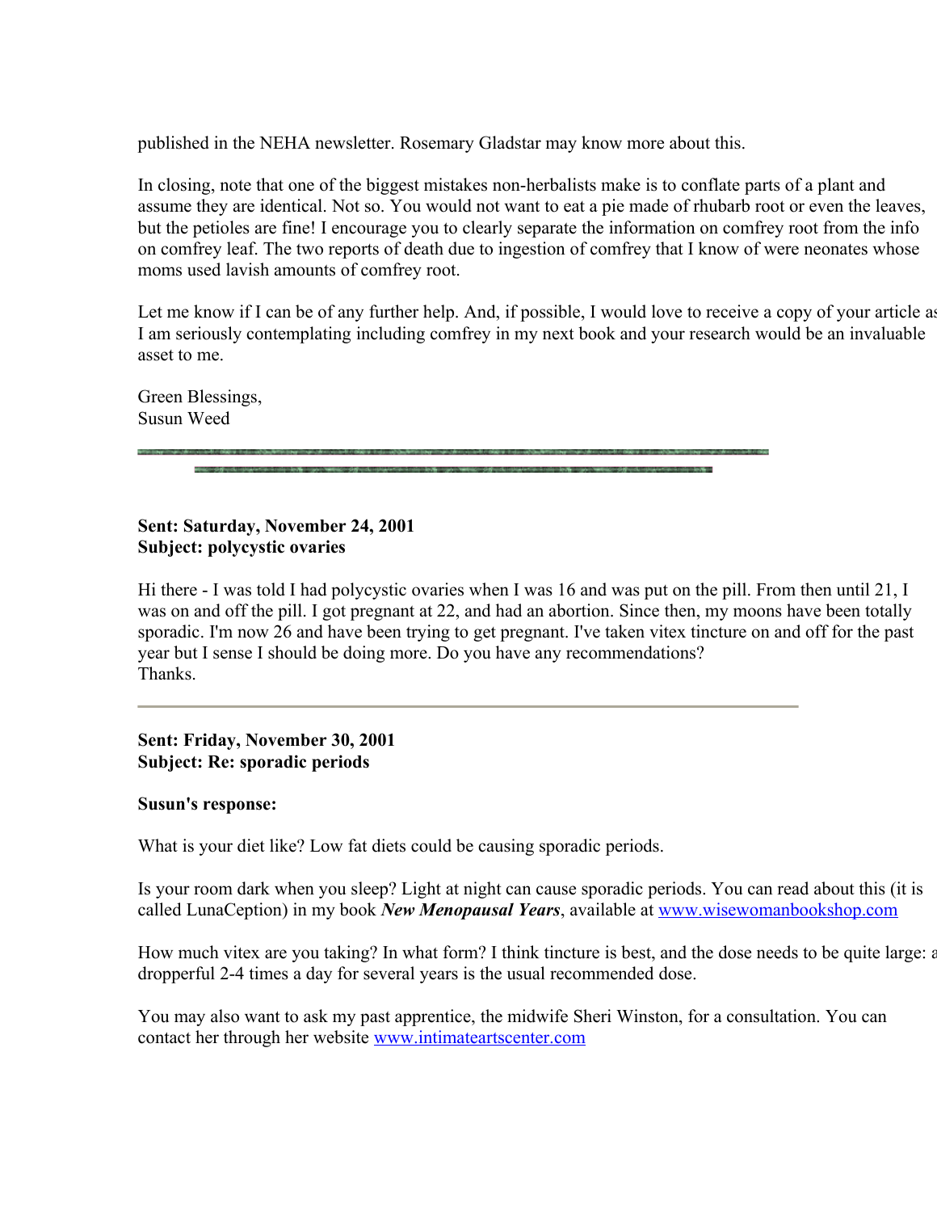published in the NEHA newsletter. Rosemary Gladstar may know more about this.

In closing, note that one of the biggest mistakes non-herbalists make is to conflate parts of a plant and assume they are identical. Not so. You would not want to eat a pie made of rhubarb root or even the leaves, but the petioles are fine! I encourage you to clearly separate the information on comfrey root from the info on comfrey leaf. The two reports of death due to ingestion of comfrey that I know of were neonates whose moms used lavish amounts of comfrey root.

Let me know if I can be of any further help. And, if possible, I would love to receive a copy of your article as I am seriously contemplating including comfrey in my next book and your research would be an invaluable asset to me.

Green Blessings,
Susun Weed

---

**Sent: Saturday, November 24, 2001**
**Subject: polycystic ovaries**

Hi there - I was told I had polycystic ovaries when I was 16 and was put on the pill. From then until 21, I was on and off the pill. I got pregnant at 22, and had an abortion. Since then, my moons have been totally sporadic. I'm now 26 and have been trying to get pregnant. I've taken vitex tincture on and off for the past year but I sense I should be doing more. Do you have any recommendations?
Thanks.

---

**Sent: Friday, November 30, 2001**
**Subject: Re: sporadic periods**

**Susun's response:**

What is your diet like? Low fat diets could be causing sporadic periods.

Is your room dark when you sleep? Light at night can cause sporadic periods. You can read about this (it is called LunaCeption) in my book ***New Menopausal Years***, available at [www.wisewomanbookshop.com](www.wisewomanbookshop.com)

How much vitex are you taking? In what form? I think tincture is best, and the dose needs to be quite large: a dropperful 2-4 times a day for several years is the usual recommended dose.

You may also want to ask my past apprentice, the midwife Sheri Winston, for a consultation. You can contact her through her website [www.intimateartscenter.com](www.intimateartscenter.com)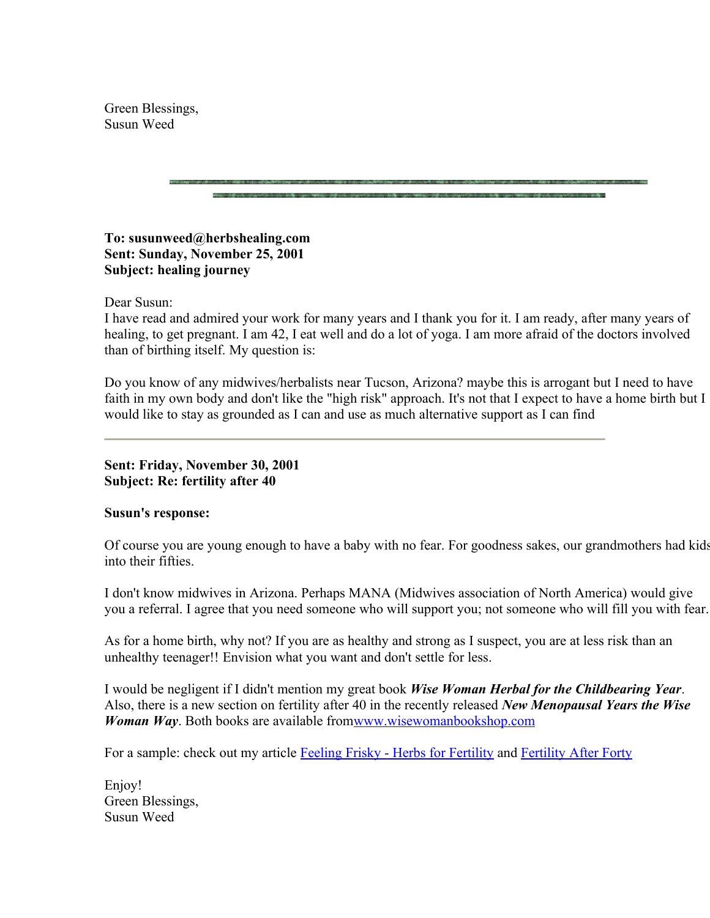Green Blessings,
Susun Weed

---

**To: susunweed@herbshealing.com**
**Sent: Sunday, November 25, 2001**
**Subject: healing journey**

Dear Susun:
I have read and admired your work for many years and I thank you for it. I am ready, after many years of healing, to get pregnant. I am 42, I eat well and do a lot of yoga. I am more afraid of the doctors involved than of birthing itself. My question is:

Do you know of any midwives/herbalists near Tucson, Arizona? maybe this is arrogant but I need to have faith in my own body and don't like the "high risk" approach. It's not that I expect to have a home birth but I would like to stay as grounded as I can and use as much alternative support as I can find

---

**Sent: Friday, November 30, 2001**
**Subject: Re: fertility after 40**

**Susun's response:**

Of course you are young enough to have a baby with no fear. For goodness sakes, our grandmothers had kids into their fifties.

I don't know midwives in Arizona. Perhaps MANA (Midwives association of North America) would give you a referral. I agree that you need someone who will support you; not someone who will fill you with fear.

As for a home birth, why not? If you are as healthy and strong as I suspect, you are at less risk than an unhealthy teenager!! Envision what you want and don't settle for less.

I would be negligent if I didn't mention my great book ***Wise Woman Herbal for the Childbearing Year***. Also, there is a new section on fertility after 40 in the recently released ***New Menopausal Years the Wise Woman Way***. Both books are available from[www.wisewomanbookshop.com](www.wisewomanbookshop.com)

For a sample: check out my article [Feeling Frisky - Herbs for Fertility]() and [Fertility After Forty]()

Enjoy!
Green Blessings,
Susun Weed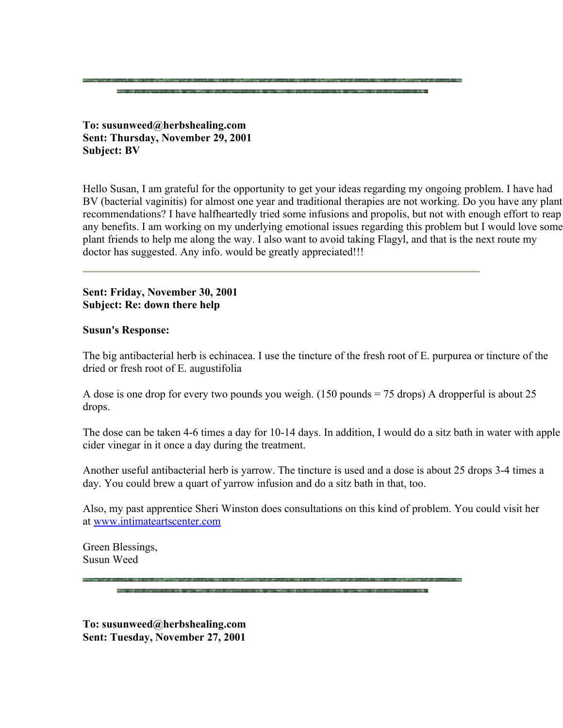**To: susunweed@herbshealing.com**
**Sent: Thursday, November 29, 2001**
**Subject: BV**

Hello Susan, I am grateful for the opportunity to get your ideas regarding my ongoing problem. I have had BV (bacterial vaginitis) for almost one year and traditional therapies are not working. Do you have any plant recommendations? I have halfheartedly tried some infusions and propolis, but not with enough effort to reap any benefits. I am working on my underlying emotional issues regarding this problem but I would love some plant friends to help me along the way. I also want to avoid taking Flagyl, and that is the next route my doctor has suggested. Any info. would be greatly appreciated!!!

---

**Sent: Friday, November 30, 2001**
**Subject: Re: down there help**

**Susun's Response:**

The big antibacterial herb is echinacea. I use the tincture of the fresh root of E. purpurea or tincture of the dried or fresh root of E. augustifolia

A dose is one drop for every two pounds you weigh. (150 pounds = 75 drops) A dropperful is about 25 drops.

The dose can be taken 4-6 times a day for 10-14 days. In addition, I would do a sitz bath in water with apple cider vinegar in it once a day during the treatment.

Another useful antibacterial herb is yarrow. The tincture is used and a dose is about 25 drops 3-4 times a day. You could brew a quart of yarrow infusion and do a sitz bath in that, too.

Also, my past apprentice Sheri Winston does consultations on this kind of problem. You could visit her at [www.intimateartscenter.com](http://www.intimateartscenter.com)

Green Blessings,
Susun Weed

---

**To: susunweed@herbshealing.com**
**Sent: Tuesday, November 27, 2001**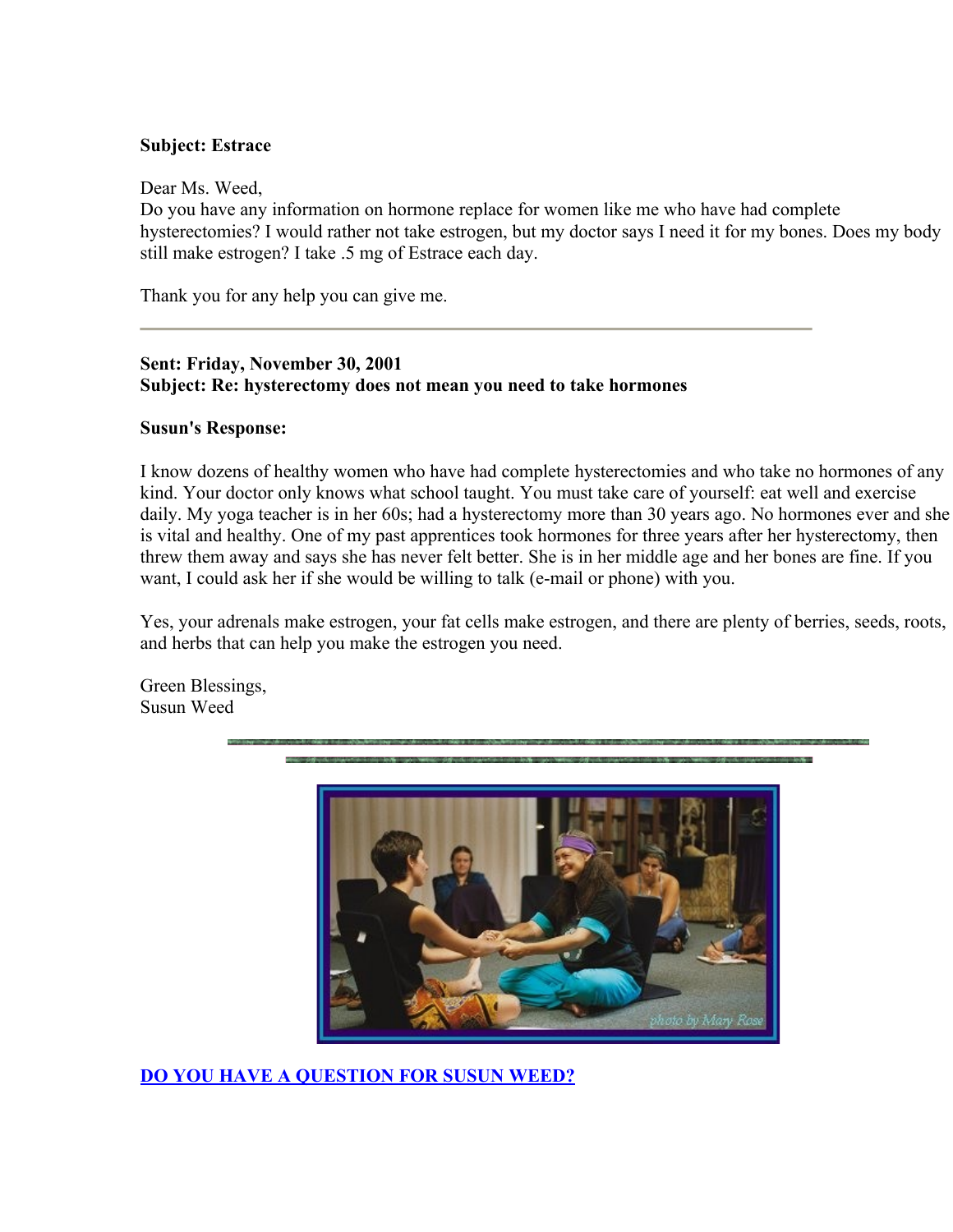**Subject: Estrace**

Dear Ms. Weed,
Do you have any information on hormone replace for women like me who have had complete hysterectomies? I would rather not take estrogen, but my doctor says I need it for my bones. Does my body still make estrogen? I take .5 mg of Estrace each day.

Thank you for any help you can give me.

---

**Sent: Friday, November 30, 2001**
**Subject: Re: hysterectomy does not mean you need to take hormones**

**Susun's Response:**

I know dozens of healthy women who have had complete hysterectomies and who take no hormones of any kind. Your doctor only knows what school taught. You must take care of yourself: eat well and exercise daily. My yoga teacher is in her 60s; had a hysterectomy more than 30 years ago. No hormones ever and she is vital and healthy. One of my past apprentices took hormones for three years after her hysterectomy, then threw them away and says she has never felt better. She is in her middle age and her bones are fine. If you want, I could ask her if she would be willing to talk (e-mail or phone) with you.

Yes, your adrenals make estrogen, your fat cells make estrogen, and there are plenty of berries, seeds, roots, and herbs that can help you make the estrogen you need.

Green Blessings,
Susun Weed

photo by Mary Rose

**DO YOU HAVE A QUESTION FOR SUSUN WEED?**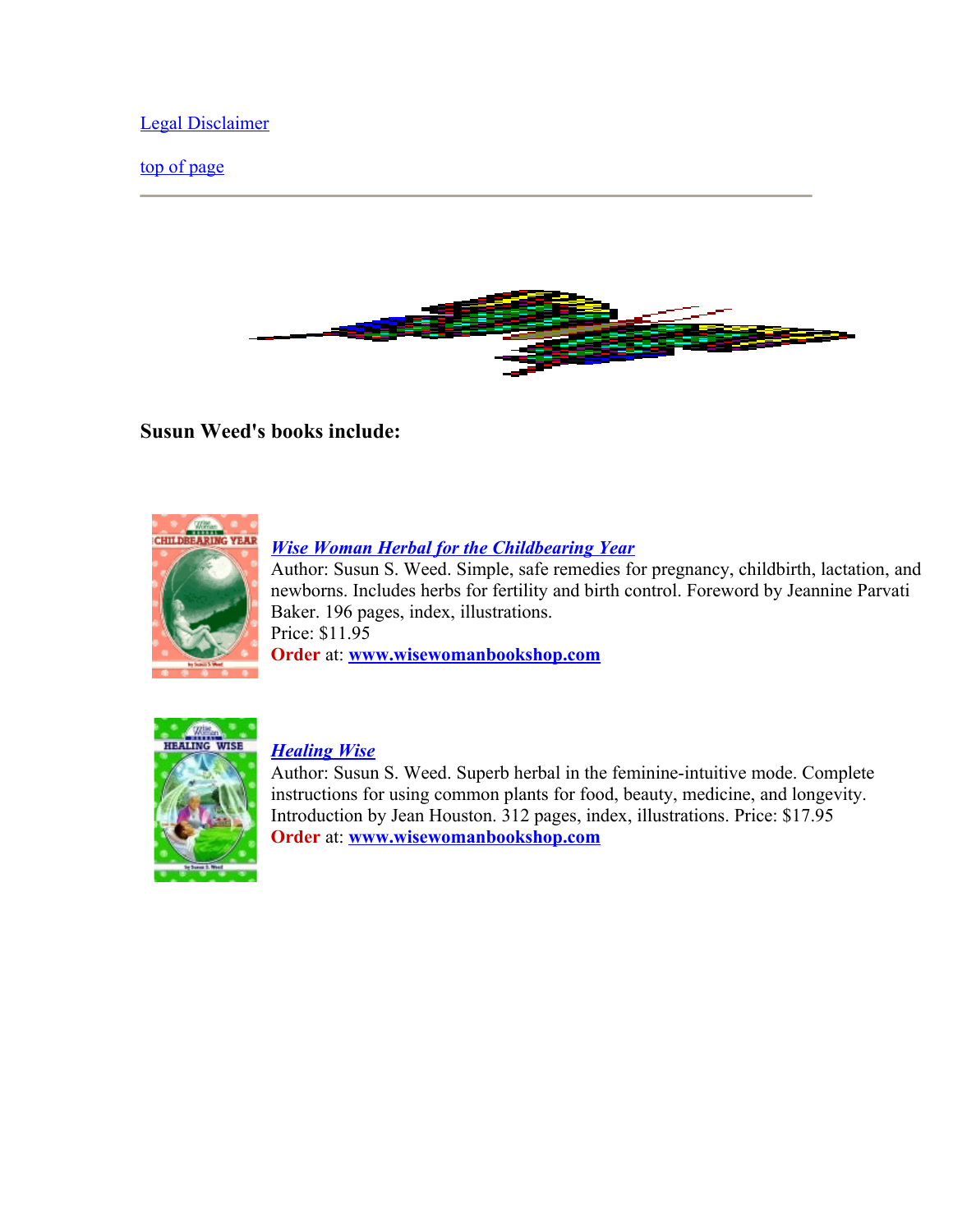[Legal Disclaimer]

[top of page]

---

### Susun Weed's books include:

***[Wise Woman Herbal for the Childbearing Year]***
Author: Susun S. Weed. Simple, safe remedies for pregnancy, childbirth, lactation, and newborns. Includes herbs for fertility and birth control. Foreword by Jeannine Parvati Baker. 196 pages, index, illustrations.
Price: $11.95
**Order** at: **www.wisewomanbookshop.com**

***[Healing Wise]***
Author: Susun S. Weed. Superb herbal in the feminine-intuitive mode. Complete instructions for using common plants for food, beauty, medicine, and longevity. Introduction by Jean Houston. 312 pages, index, illustrations. Price: $17.95
**Order** at: **www.wisewomanbookshop.com**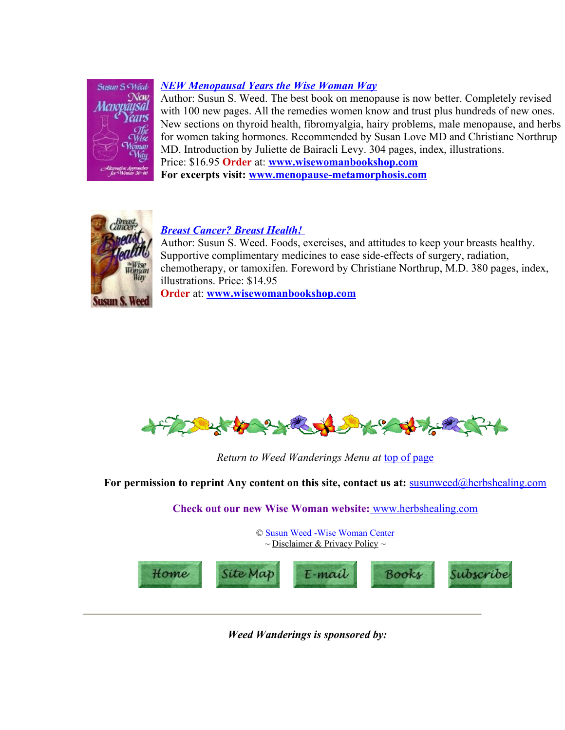***NEW Menopausal Years the Wise Woman Way***

Author: Susun S. Weed. The best book on menopause is now better. Completely revised with 100 new pages. All the remedies women know and trust plus hundreds of new ones. New sections on thyroid health, fibromyalgia, hairy problems, male menopause, and herbs for women taking hormones. Recommended by Susan Love MD and Christiane Northrup MD. Introduction by Juliette de Bairacli Levy. 304 pages, index, illustrations.

Price: $16.95 **Order** at: **www.wisewomanbookshop.com**

**For excerpts visit: www.menopause-metamorphosis.com**

***Breast Cancer? Breast Health!***

Author: Susun S. Weed. Foods, exercises, and attitudes to keep your breasts healthy. Supportive complimentary medicines to ease side-effects of surgery, radiation, chemotherapy, or tamoxifen. Foreword by Christiane Northrup, M.D. 380 pages, index, illustrations. Price: $14.95

**Order** at: **www.wisewomanbookshop.com**

*Return to Weed Wanderings Menu at* top of page

**For permission to reprint Any content on this site, contact us at:** susunweed@herbshealing.com

**Check out our new Wise Woman website:** www.herbshealing.com

© Susun Weed -Wise Woman Center

~ Disclaimer & Privacy Policy ~

Home | Site Map | E-mail | Books | Subscribe

---

***Weed Wanderings is sponsored by:***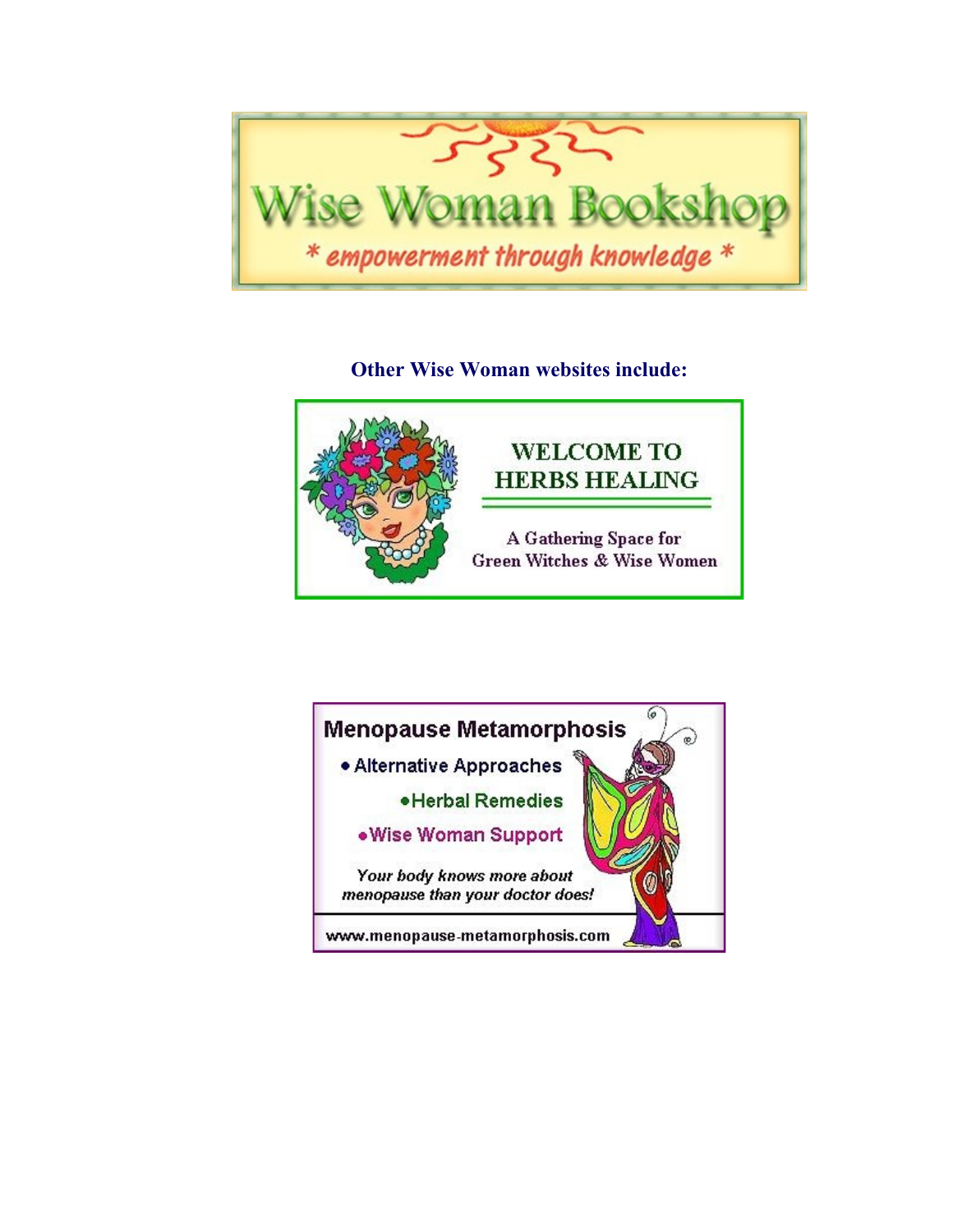# Wise Woman Bookshop

*\* empowerment through knowledge \**

**Other Wise Woman websites include:**

## WELCOME TO HERBS HEALING

A Gathering Space for Green Witches & Wise Women

## Menopause Metamorphosis

- Alternative Approaches
- Herbal Remedies
- Wise Woman Support

*Your body knows more about menopause than your doctor does!*

www.menopause-metamorphosis.com